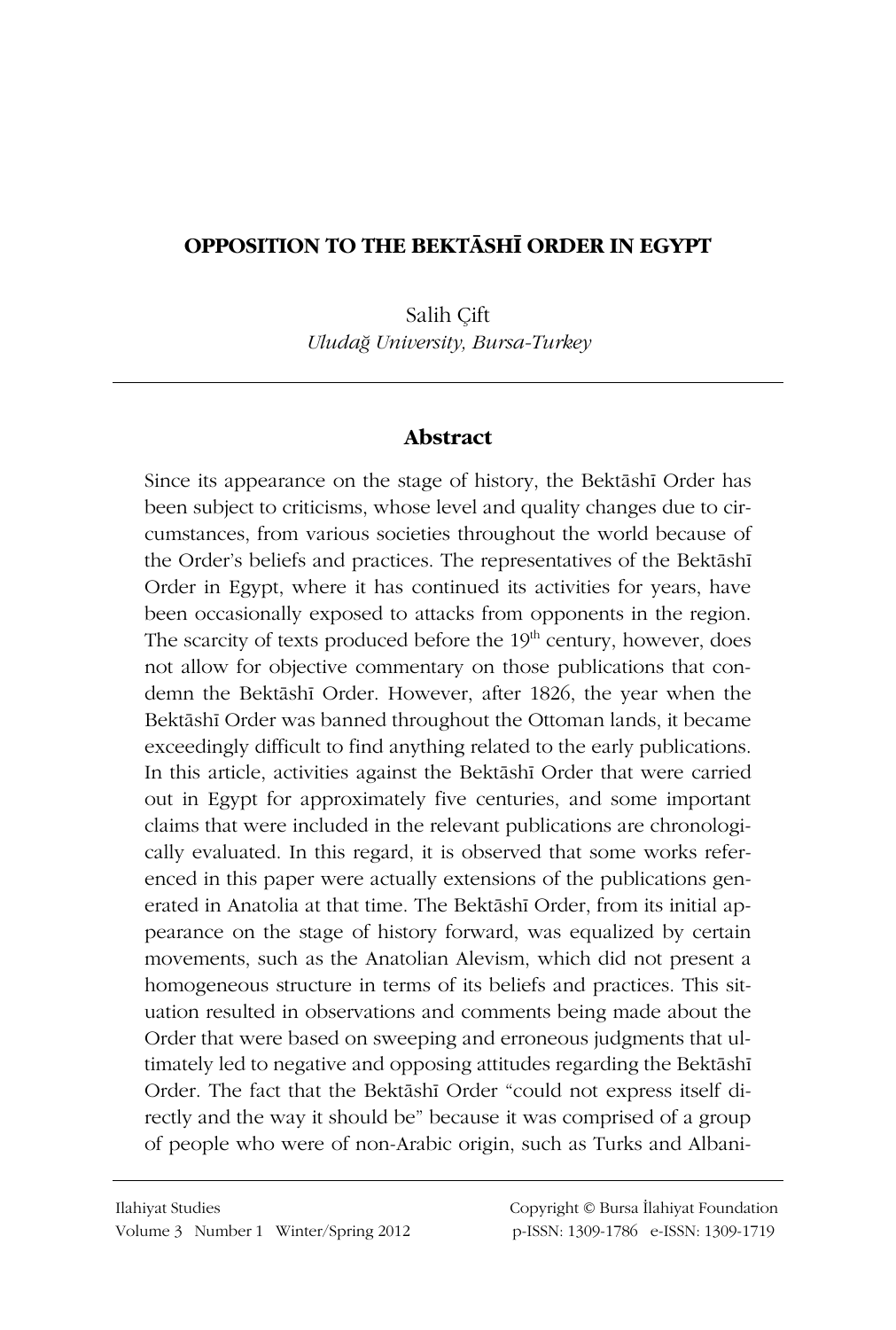# OPPOSITION TO THE BEKTĀSHĪ ORDER IN EGYPT

Salih Çift
*Uludağ University, Bursa-Turkey*

## Abstract

Since its appearance on the stage of history, the Bektāshī Order has been subject to criticisms, whose level and quality changes due to circumstances, from various societies throughout the world because of the Order's beliefs and practices. The representatives of the Bektāshī Order in Egypt, where it has continued its activities for years, have been occasionally exposed to attacks from opponents in the region. The scarcity of texts produced before the 19th century, however, does not allow for objective commentary on those publications that condemn the Bektāshī Order. However, after 1826, the year when the Bektāshī Order was banned throughout the Ottoman lands, it became exceedingly difficult to find anything related to the early publications. In this article, activities against the Bektāshī Order that were carried out in Egypt for approximately five centuries, and some important claims that were included in the relevant publications are chronologically evaluated. In this regard, it is observed that some works referenced in this paper were actually extensions of the publications generated in Anatolia at that time. The Bektāshī Order, from its initial appearance on the stage of history forward, was equalized by certain movements, such as the Anatolian Alevism, which did not present a homogeneous structure in terms of its beliefs and practices. This situation resulted in observations and comments being made about the Order that were based on sweeping and erroneous judgments that ultimately led to negative and opposing attitudes regarding the Bektāshī Order. The fact that the Bektāshī Order "could not express itself directly and the way it should be" because it was comprised of a group of people who were of non-Arabic origin, such as Turks and Albani-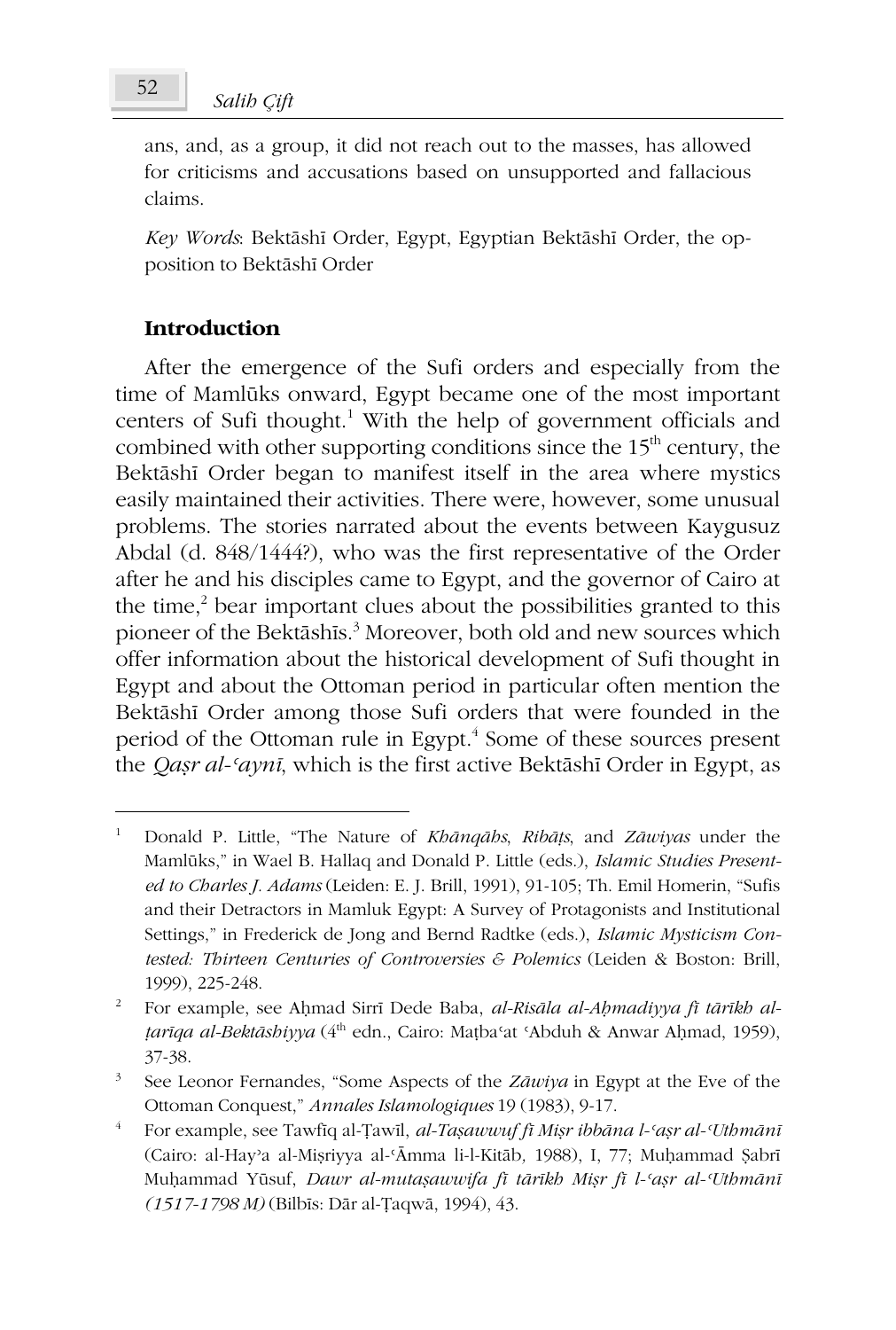ans, and, as a group, it did not reach out to the masses, has allowed for criticisms and accusations based on unsupported and fallacious claims.

*Key Words*: Bektāshī Order, Egypt, Egyptian Bektāshī Order, the opposition to Bektāshī Order

## Introduction

After the emergence of the Sufi orders and especially from the time of Mamlūks onward, Egypt became one of the most important centers of Sufi thought.[1] With the help of government officials and combined with other supporting conditions since the 15th century, the Bektāshī Order began to manifest itself in the area where mystics easily maintained their activities. There were, however, some unusual problems. The stories narrated about the events between Kaygusuz Abdal (d. 848/1444?), who was the first representative of the Order after he and his disciples came to Egypt, and the governor of Cairo at the time,[2] bear important clues about the possibilities granted to this pioneer of the Bektāshīs.[3] Moreover, both old and new sources which offer information about the historical development of Sufi thought in Egypt and about the Ottoman period in particular often mention the Bektāshī Order among those Sufi orders that were founded in the period of the Ottoman rule in Egypt.[4] Some of these sources present the *Qaṣr al-ʿaynī*, which is the first active Bektāshī Order in Egypt, as

---

[1] Donald P. Little, "The Nature of *Khānqāhs*, *Ribāṭs*, and *Zāwiyas* under the Mamlūks," in Wael B. Hallaq and Donald P. Little (eds.), *Islamic Studies Presented to Charles J. Adams* (Leiden: E. J. Brill, 1991), 91-105; Th. Emil Homerin, "Sufis and their Detractors in Mamluk Egypt: A Survey of Protagonists and Institutional Settings," in Frederick de Jong and Bernd Radtke (eds.), *Islamic Mysticism Contested: Thirteen Centuries of Controversies & Polemics* (Leiden & Boston: Brill, 1999), 225-248.

[2] For example, see Aḥmad Sirrī Dede Baba, *al-Risāla al-Aḥmadiyya fī tārīkh al-ṭarīqa al-Bektāshiyya* (4th edn., Cairo: Maṭbaʿat ʿAbduh & Anwar Aḥmad, 1959), 37-38.

[3] See Leonor Fernandes, "Some Aspects of the *Zāwiya* in Egypt at the Eve of the Ottoman Conquest," *Annales Islamologiques* 19 (1983), 9-17.

[4] For example, see Tawfīq al-Ṭawīl, *al-Taṣawwuf fī Miṣr ibbāna l-ʿaṣr al-ʿUthmānī* (Cairo: al-Hayʾa al-Miṣriyya al-ʿĀmma li-l-Kitāb, 1988), I, 77; Muḥammad Ṣabrī Muḥammad Yūsuf, *Dawr al-mutaṣawwifa fī tārīkh Miṣr fī l-ʿaṣr al-ʿUthmānī (1517-1798 M)* (Bilbīs: Dār al-Ṭaqwā, 1994), 43.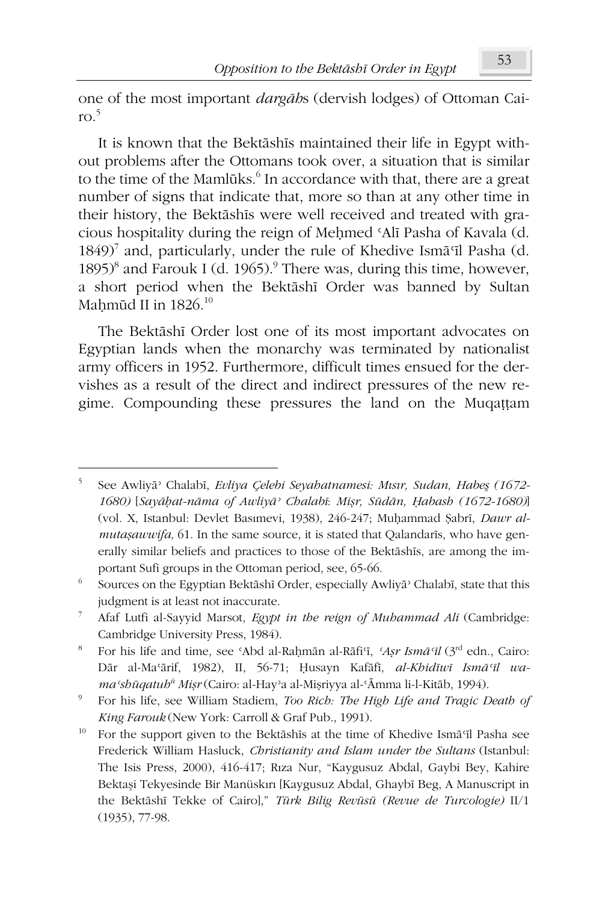one of the most important *dargāh*s (dervish lodges) of Ottoman Cairo.[5]

It is known that the Bektāshīs maintained their life in Egypt without problems after the Ottomans took over, a situation that is similar to the time of the Mamlūks.[6] In accordance with that, there are a great number of signs that indicate that, more so than at any other time in their history, the Bektāshīs were well received and treated with gracious hospitality during the reign of Meḥmed ʿAlī Pasha of Kavala (d. 1849)[7] and, particularly, under the rule of Khedive Ismāʿīl Pasha (d. 1895)[8] and Farouk I (d. 1965).[9] There was, during this time, however, a short period when the Bektāshī Order was banned by Sultan Maḥmūd II in 1826.[10]

The Bektāshī Order lost one of its most important advocates on Egyptian lands when the monarchy was terminated by nationalist army officers in 1952. Furthermore, difficult times ensued for the dervishes as a result of the direct and indirect pressures of the new regime. Compounding these pressures the land on the Muqaṭṭam

---

[5] See Awliyāʾ Chalabī, *Evliya Çelebi Seyahatnamesi: Mısır, Sudan, Habeş (1672-1680)* [*Sayāḥat-nāma of Awliyāʾ Chalabī: Miṣr, Sūdān, Ḥabash (1672-1680)*] (vol. X, Istanbul: Devlet Basımevi, 1938), 246-247; Muḥammad Ṣabrī, *Dawr al-mutaṣawwifa,* 61. In the same source, it is stated that Qalandarīs, who have generally similar beliefs and practices to those of the Bektāshīs, are among the important Sufi groups in the Ottoman period, see, 65-66.

[6] Sources on the Egyptian Bektāshī Order, especially Awliyāʾ Chalabī, state that this judgment is at least not inaccurate.

[7] Afaf Lutfi al-Sayyid Marsot, *Egypt in the reign of Muhammad Ali* (Cambridge: Cambridge University Press, 1984).

[8] For his life and time, see ʿAbd al-Raḥmān al-Rāfiʿī, *ʿAṣr Ismāʿīl* (3rd edn., Cairo: Dār al-Maʿārif, 1982), II, 56-71; Ḥusayn Kafāfī, *al-Khidīwī Ismāʿīl wa-maʿshūqatuhᵘ Miṣr* (Cairo: al-Hayʾa al-Miṣriyya al-ʿĀmma li-l-Kitāb, 1994).

[9] For his life, see William Stadiem, *Too Rich: The High Life and Tragic Death of King Farouk* (New York: Carroll & Graf Pub., 1991).

[10] For the support given to the Bektāshīs at the time of Khedive Ismāʿīl Pasha see Frederick William Hasluck, *Christianity and Islam under the Sultans* (Istanbul: The Isis Press, 2000), 416-417; Rıza Nur, "Kaygusuz Abdal, Gaybi Bey, Kahire Bektaşi Tekyesinde Bir Manüskırı [Kaygusuz Abdal, Ghaybī Beg, A Manuscript in the Bektāshī Tekke of Cairo]," *Türk Bilig Revüsü (Revue de Turcologie)* II/1 (1935), 77-98.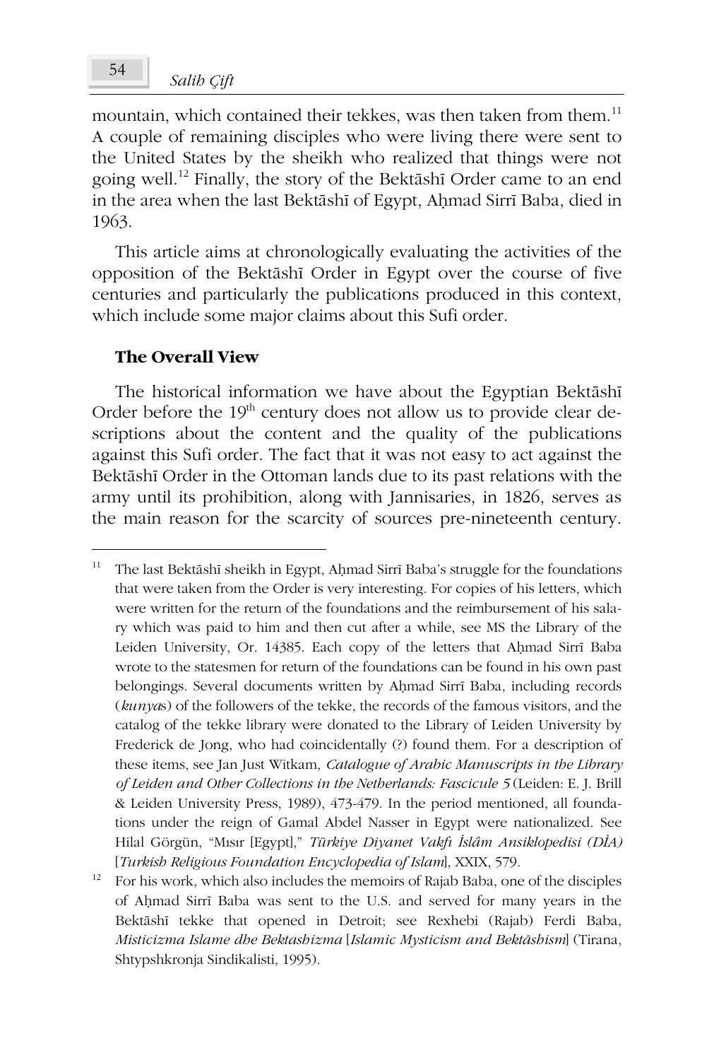mountain, which contained their tekkes, was then taken from them.[11] A couple of remaining disciples who were living there were sent to the United States by the sheikh who realized that things were not going well.[12] Finally, the story of the Bektāshī Order came to an end in the area when the last Bektāshī of Egypt, Aḥmad Sirrī Baba, died in 1963.

This article aims at chronologically evaluating the activities of the opposition of the Bektāshī Order in Egypt over the course of five centuries and particularly the publications produced in this context, which include some major claims about this Sufi order.

### The Overall View

The historical information we have about the Egyptian Bektāshī Order before the 19th century does not allow us to provide clear descriptions about the content and the quality of the publications against this Sufi order. The fact that it was not easy to act against the Bektāshī Order in the Ottoman lands due to its past relations with the army until its prohibition, along with Jannisaries, in 1826, serves as the main reason for the scarcity of sources pre-nineteenth century.

---

[11] The last Bektāshī sheikh in Egypt, Aḥmad Sirrī Baba's struggle for the foundations that were taken from the Order is very interesting. For copies of his letters, which were written for the return of the foundations and the reimbursement of his salary which was paid to him and then cut after a while, see MS the Library of the Leiden University, Or. 14385. Each copy of the letters that Aḥmad Sirrī Baba wrote to the statesmen for return of the foundations can be found in his own past belongings. Several documents written by Aḥmad Sirrī Baba, including records (*kunya*s) of the followers of the tekke, the records of the famous visitors, and the catalog of the tekke library were donated to the Library of Leiden University by Frederick de Jong, who had coincidentally (?) found them. For a description of these items, see Jan Just Witkam, *Catalogue of Arabic Manuscripts in the Library of Leiden and Other Collections in the Netherlands: Fascicule 5* (Leiden: E. J. Brill & Leiden University Press, 1989), 473-479. In the period mentioned, all foundations under the reign of Gamal Abdel Nasser in Egypt were nationalized. See Hilal Görgün, "Mısır [Egypt]," *Türkiye Diyanet Vakfı İslâm Ansiklopedisi (DİA)* [*Turkish Religious Foundation Encyclopedia of Islam*], XXIX, 579.

[12] For his work, which also includes the memoirs of Rajab Baba, one of the disciples of Aḥmad Sirrī Baba was sent to the U.S. and served for many years in the Bektāshī tekke that opened in Detroit; see Rexhebi (Rajab) Ferdi Baba, *Misticizma Islame dhe Bektashizma* [*Islamic Mysticism and Bektāshism*] (Tirana, Shtypshkronja Sindikalisti, 1995).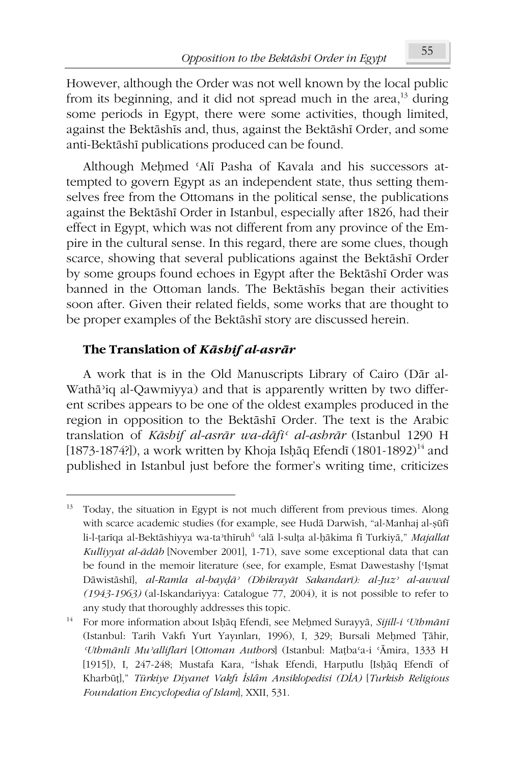However, although the Order was not well known by the local public from its beginning, and it did not spread much in the area,[13] during some periods in Egypt, there were some activities, though limited, against the Bektāshīs and, thus, against the Bektāshī Order, and some anti-Bektāshī publications produced can be found.

Although Meḥmed ʿAlī Pasha of Kavala and his successors attempted to govern Egypt as an independent state, thus setting themselves free from the Ottomans in the political sense, the publications against the Bektāshī Order in Istanbul, especially after 1826, had their effect in Egypt, which was not different from any province of the Empire in the cultural sense. In this regard, there are some clues, though scarce, showing that several publications against the Bektāshī Order by some groups found echoes in Egypt after the Bektāshī Order was banned in the Ottoman lands. The Bektāshīs began their activities soon after. Given their related fields, some works that are thought to be proper examples of the Bektāshī story are discussed herein.

### The Translation of *Kāshif al-asrār*

A work that is in the Old Manuscripts Library of Cairo (Dār al-Wathāʾiq al-Qawmiyya) and that is apparently written by two different scribes appears to be one of the oldest examples produced in the region in opposition to the Bektāshī Order. The text is the Arabic translation of *Kāshif al-asrār wa-dāfiʿ al-ashrār* (Istanbul 1290 H [1873-1874?]), a work written by Khoja Isḥāq Efendī (1801-1892)[14] and published in Istanbul just before the former's writing time, criticizes

---

[13] Today, the situation in Egypt is not much different from previous times. Along with scarce academic studies (for example, see Hudā Darwīsh, "al-Manhaj al-ṣūfī li-l-ṭarīqa al-Bektāshiyya wa-taʾthīruhū ʿalā l-sulṭa al-ḥākima fī Turkiyā," *Majallat Kulliyyat al-ādāb* [November 2001], 1-71), save some exceptional data that can be found in the memoir literature (see, for example, Esmat Dawestashy [ʿIṣmat Dāwistāshī], *al-Ramla al-bayḍāʾ (Dhikrayāt Sakandarī): al-Juzʾ al-awwal (1943-1963)* (al-Iskandariyya: Catalogue 77, 2004), it is not possible to refer to any study that thoroughly addresses this topic.

[14] For more information about Isḥāq Efendī, see Meḥmed Surayyā, *Sijill-i ʿUthmānī* (Istanbul: Tarih Vakfı Yurt Yayınları, 1996), I, 329; Bursali Meḥmed Ṭāhir, *ʿUthmānlī Muʾalliflari* [*Ottoman Authors*] (Istanbul: Maṭbaʿa-i ʿĀmira, 1333 H [1915]), I, 247-248; Mustafa Kara, "İshak Efendi, Harputlu [Isḥāq Efendī of Kharbūṭ]," *Türkiye Diyanet Vakfı İslâm Ansiklopedisi (DİA)* [*Turkish Religious Foundation Encyclopedia of Islam*], XXII, 531.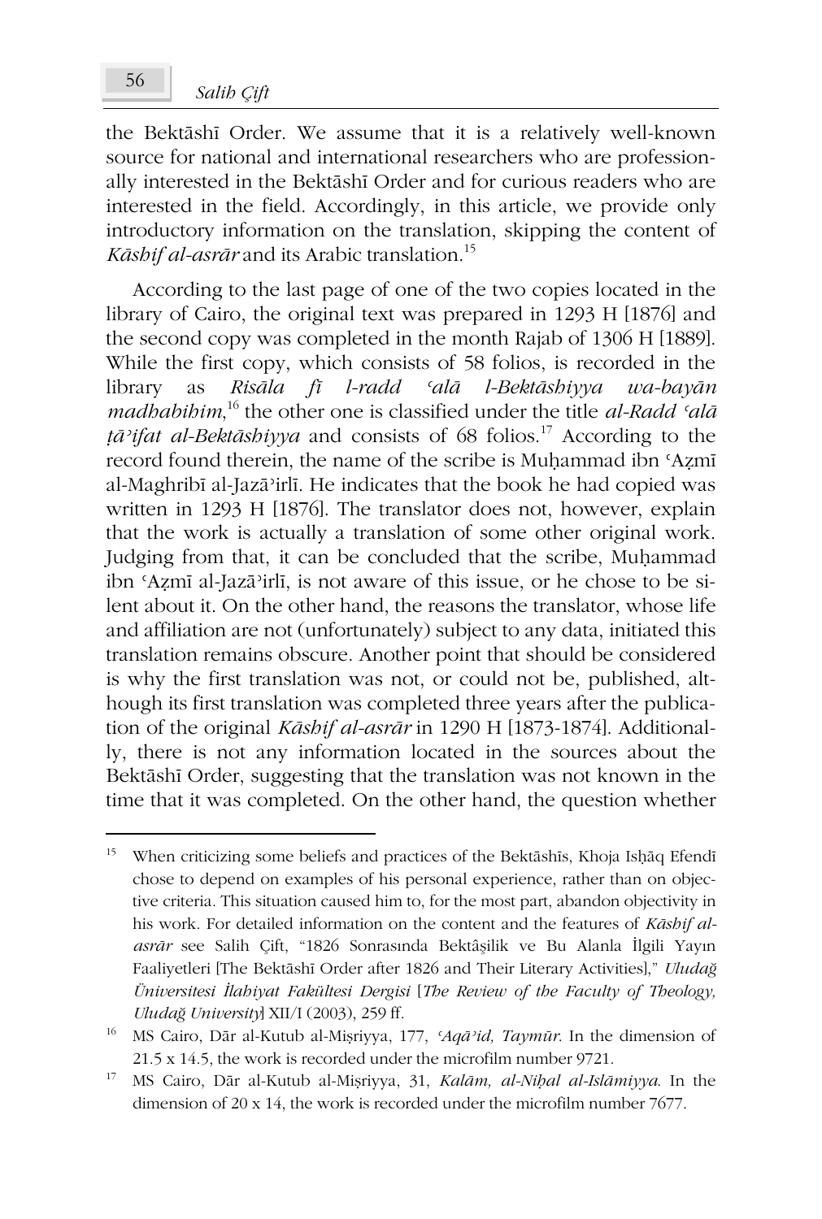the Bektāshī Order. We assume that it is a relatively well-known source for national and international researchers who are professionally interested in the Bektāshī Order and for curious readers who are interested in the field. Accordingly, in this article, we provide only introductory information on the translation, skipping the content of *Kāshif al-asrār* and its Arabic translation.[15]

According to the last page of one of the two copies located in the library of Cairo, the original text was prepared in 1293 H [1876] and the second copy was completed in the month Rajab of 1306 H [1889]. While the first copy, which consists of 58 folios, is recorded in the library as *Risāla fī l-radd ʿalā l-Bektāshiyya wa-bayān madhabihim*,[16] the other one is classified under the title *al-Radd ʿalā ṭāʾifat al-Bektāshiyya* and consists of 68 folios.[17] According to the record found therein, the name of the scribe is Muḥammad ibn ʿAẓmī al-Maghribī al-Jazāʾirlī. He indicates that the book he had copied was written in 1293 H [1876]. The translator does not, however, explain that the work is actually a translation of some other original work. Judging from that, it can be concluded that the scribe, Muḥammad ibn ʿAẓmī al-Jazāʾirlī, is not aware of this issue, or he chose to be silent about it. On the other hand, the reasons the translator, whose life and affiliation are not (unfortunately) subject to any data, initiated this translation remains obscure. Another point that should be considered is why the first translation was not, or could not be, published, although its first translation was completed three years after the publication of the original *Kāshif al-asrār* in 1290 H [1873-1874]. Additionally, there is not any information located in the sources about the Bektāshī Order, suggesting that the translation was not known in the time that it was completed. On the other hand, the question whether

---

[15] When criticizing some beliefs and practices of the Bektāshīs, Khoja Isḥāq Efendī chose to depend on examples of his personal experience, rather than on objective criteria. This situation caused him to, for the most part, abandon objectivity in his work. For detailed information on the content and the features of *Kāshif al-asrār* see Salih Çift, "1826 Sonrasında Bektâşilik ve Bu Alanla İlgili Yayın Faaliyetleri [The Bektāshī Order after 1826 and Their Literary Activities]," *Uludağ Üniversitesi İlahiyat Fakültesi Dergisi* [*The Review of the Faculty of Theology, Uludağ University*] XII/I (2003), 259 ff.

[16] MS Cairo, Dār al-Kutub al-Miṣriyya, 177, *ʿAqāʾid, Taymūr*. In the dimension of 21.5 x 14.5, the work is recorded under the microfilm number 9721.

[17] MS Cairo, Dār al-Kutub al-Miṣriyya, 31, *Kalām, al-Niḥal al-Islāmiyya*. In the dimension of 20 x 14, the work is recorded under the microfilm number 7677.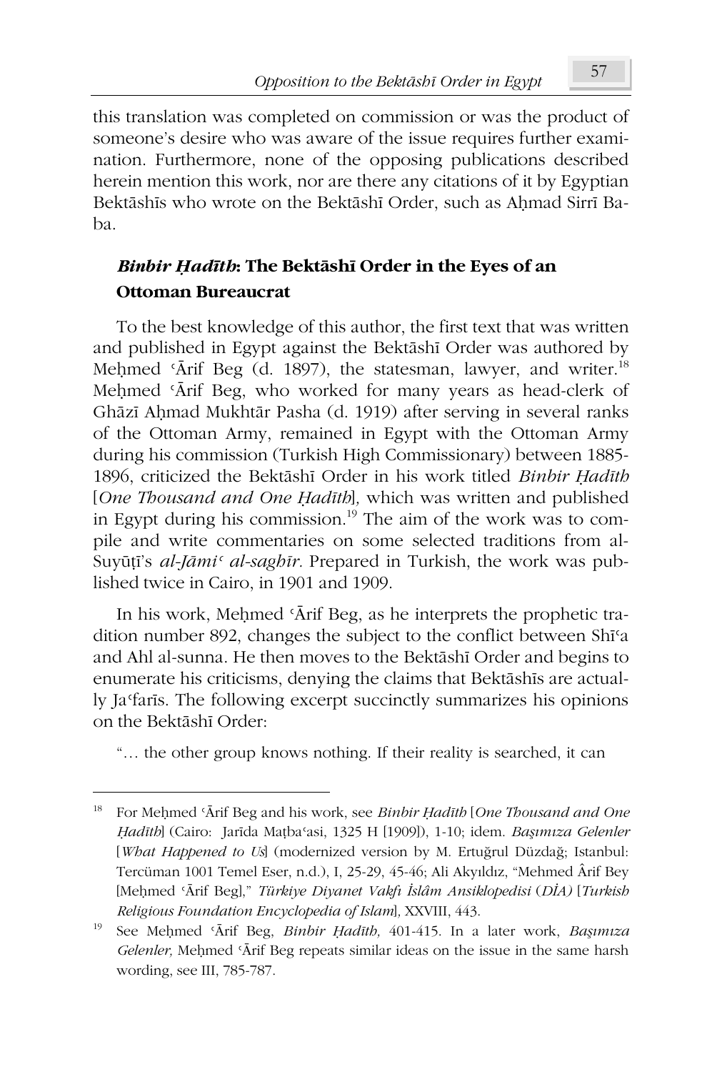this translation was completed on commission or was the product of someone's desire who was aware of the issue requires further examination. Furthermore, none of the opposing publications described herein mention this work, nor are there any citations of it by Egyptian Bektāshīs who wrote on the Bektāshī Order, such as Aḥmad Sirrī Baba.

## *Binbir Ḥadīth*: The Bektāshī Order in the Eyes of an Ottoman Bureaucrat

To the best knowledge of this author, the first text that was written and published in Egypt against the Bektāshī Order was authored by Meḥmed ʿĀrif Beg (d. 1897), the statesman, lawyer, and writer.[18] Meḥmed ʿĀrif Beg, who worked for many years as head-clerk of Ghāzī Aḥmad Mukhtār Pasha (d. 1919) after serving in several ranks of the Ottoman Army, remained in Egypt with the Ottoman Army during his commission (Turkish High Commissionary) between 1885-1896, criticized the Bektāshī Order in his work titled *Binbir Ḥadīth* [*One Thousand and One Ḥadīth*], which was written and published in Egypt during his commission.[19] The aim of the work was to compile and write commentaries on some selected traditions from al-Suyūṭī's *al-Jāmiʿ al-saghīr*. Prepared in Turkish, the work was published twice in Cairo, in 1901 and 1909.

In his work, Meḥmed ʿĀrif Beg, as he interprets the prophetic tradition number 892, changes the subject to the conflict between Shīʿa and Ahl al-sunna. He then moves to the Bektāshī Order and begins to enumerate his criticisms, denying the claims that Bektāshīs are actually Jaʿfarīs. The following excerpt succinctly summarizes his opinions on the Bektāshī Order:

"… the other group knows nothing. If their reality is searched, it can

---

[18] For Meḥmed ʿĀrif Beg and his work, see *Binbir Ḥadīth* [*One Thousand and One Ḥadīth*] (Cairo: Jarīda Maṭbaʿasi, 1325 H [1909]), 1-10; idem. *Başımıza Gelenler* [*What Happened to Us*] (modernized version by M. Ertuğrul Düzdağ; Istanbul: Tercüman 1001 Temel Eser, n.d.), I, 25-29, 45-46; Ali Akyıldız, "Mehmed Ârif Bey [Meḥmed ʿĀrif Beg]," *Türkiye Diyanet Vakfı İslâm Ansiklopedisi* (*DİA*) [*Turkish Religious Foundation Encyclopedia of Islam*], XXVIII, 443.

[19] See Meḥmed ʿĀrif Beg, *Binbir Ḥadīth,* 401-415. In a later work, *Başımıza Gelenler,* Meḥmed ʿĀrif Beg repeats similar ideas on the issue in the same harsh wording, see III, 785-787.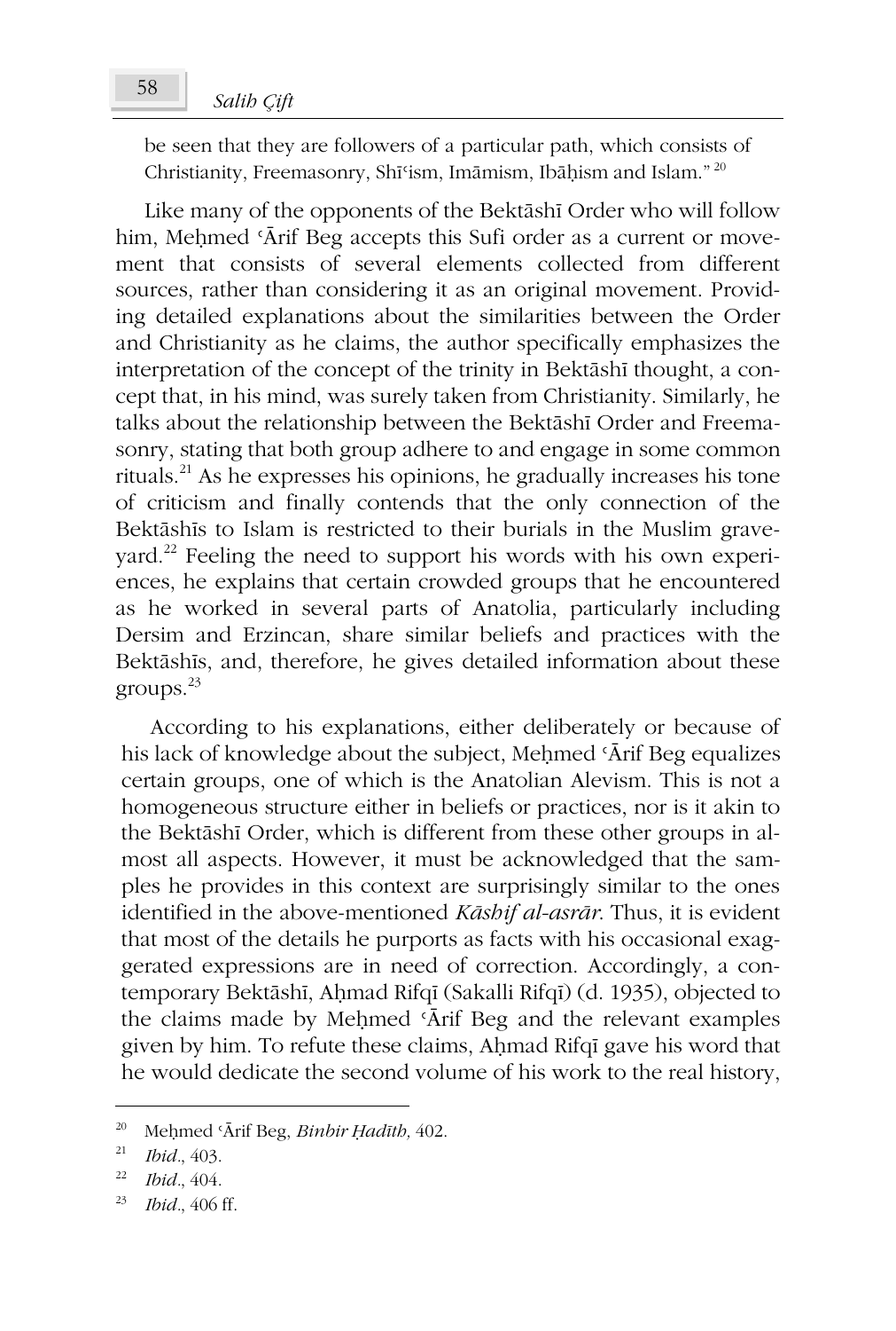be seen that they are followers of a particular path, which consists of Christianity, Freemasonry, Shīʿism, Imāmism, Ibāḥism and Islam." [20]

Like many of the opponents of the Bektāshī Order who will follow him, Meḥmed ʿĀrif Beg accepts this Sufi order as a current or movement that consists of several elements collected from different sources, rather than considering it as an original movement. Providing detailed explanations about the similarities between the Order and Christianity as he claims, the author specifically emphasizes the interpretation of the concept of the trinity in Bektāshī thought, a concept that, in his mind, was surely taken from Christianity. Similarly, he talks about the relationship between the Bektāshī Order and Freemasonry, stating that both group adhere to and engage in some common rituals.[21] As he expresses his opinions, he gradually increases his tone of criticism and finally contends that the only connection of the Bektāshīs to Islam is restricted to their burials in the Muslim graveyard.[22] Feeling the need to support his words with his own experiences, he explains that certain crowded groups that he encountered as he worked in several parts of Anatolia, particularly including Dersim and Erzincan, share similar beliefs and practices with the Bektāshīs, and, therefore, he gives detailed information about these groups.[23]

According to his explanations, either deliberately or because of his lack of knowledge about the subject, Meḥmed ʿĀrif Beg equalizes certain groups, one of which is the Anatolian Alevism. This is not a homogeneous structure either in beliefs or practices, nor is it akin to the Bektāshī Order, which is different from these other groups in almost all aspects. However, it must be acknowledged that the samples he provides in this context are surprisingly similar to the ones identified in the above-mentioned *Kāshif al-asrār*. Thus, it is evident that most of the details he purports as facts with his occasional exaggerated expressions are in need of correction. Accordingly, a contemporary Bektāshī, Aḥmad Rifqī (Sakalli Rifqī) (d. 1935), objected to the claims made by Meḥmed ʿĀrif Beg and the relevant examples given by him. To refute these claims, Aḥmad Rifqī gave his word that he would dedicate the second volume of his work to the real history,

---

[20] Meḥmed ʿĀrif Beg, *Binbir Ḥadīth,* 402.

[21] *Ibid*., 403.

[22] *Ibid*., 404.

[23] *Ibid*., 406 ff.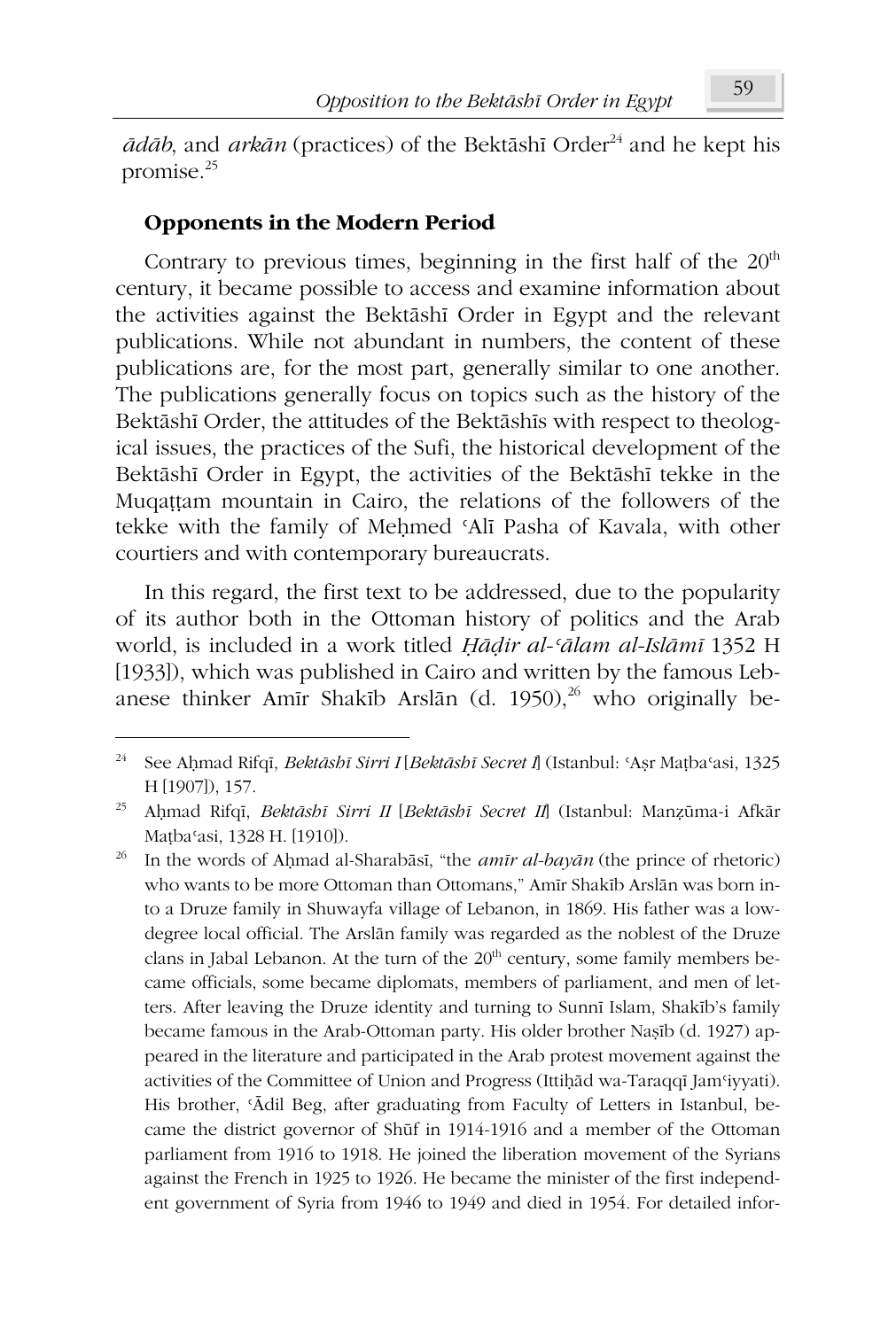*ādāb*, and *arkān* (practices) of the Bektāshī Order[24] and he kept his promise.[25]

### Opponents in the Modern Period

Contrary to previous times, beginning in the first half of the 20th century, it became possible to access and examine information about the activities against the Bektāshī Order in Egypt and the relevant publications. While not abundant in numbers, the content of these publications are, for the most part, generally similar to one another. The publications generally focus on topics such as the history of the Bektāshī Order, the attitudes of the Bektāshīs with respect to theological issues, the practices of the Sufi, the historical development of the Bektāshī Order in Egypt, the activities of the Bektāshī tekke in the Muqaṭṭam mountain in Cairo, the relations of the followers of the tekke with the family of Meḥmed ʿAlī Pasha of Kavala, with other courtiers and with contemporary bureaucrats.

In this regard, the first text to be addressed, due to the popularity of its author both in the Ottoman history of politics and the Arab world, is included in a work titled *Ḥāḍir al-ʿālam al-Islāmī* 1352 H [1933]), which was published in Cairo and written by the famous Lebanese thinker Amīr Shakīb Arslān (d. 1950),[26] who originally be-

---

[24] See Aḥmad Rifqī, *Bektāshī Sirri I* [*Bektāshī Secret I*] (Istanbul: ʿAṣr Maṭbaʿasi, 1325 H [1907]), 157.

[25] Aḥmad Rifqī, *Bektāshī Sirri II* [*Bektāshī Secret II*] (Istanbul: Manẓūma-i Afkār Maṭbaʿasi, 1328 H. [1910]).

[26] In the words of Aḥmad al-Sharabāsī, "the *amīr al-bayān* (the prince of rhetoric) who wants to be more Ottoman than Ottomans," Amīr Shakīb Arslān was born into a Druze family in Shuwayfa village of Lebanon, in 1869. His father was a low-degree local official. The Arslān family was regarded as the noblest of the Druze clans in Jabal Lebanon. At the turn of the 20th century, some family members became officials, some became diplomats, members of parliament, and men of letters. After leaving the Druze identity and turning to Sunnī Islam, Shakīb's family became famous in the Arab-Ottoman party. His older brother Naṣīb (d. 1927) appeared in the literature and participated in the Arab protest movement against the activities of the Committee of Union and Progress (Ittiḥād wa-Taraqqī Jamʿiyyati). His brother, ʿĀdil Beg, after graduating from Faculty of Letters in Istanbul, became the district governor of Shūf in 1914-1916 and a member of the Ottoman parliament from 1916 to 1918. He joined the liberation movement of the Syrians against the French in 1925 to 1926. He became the minister of the first independent government of Syria from 1946 to 1949 and died in 1954. For detailed infor-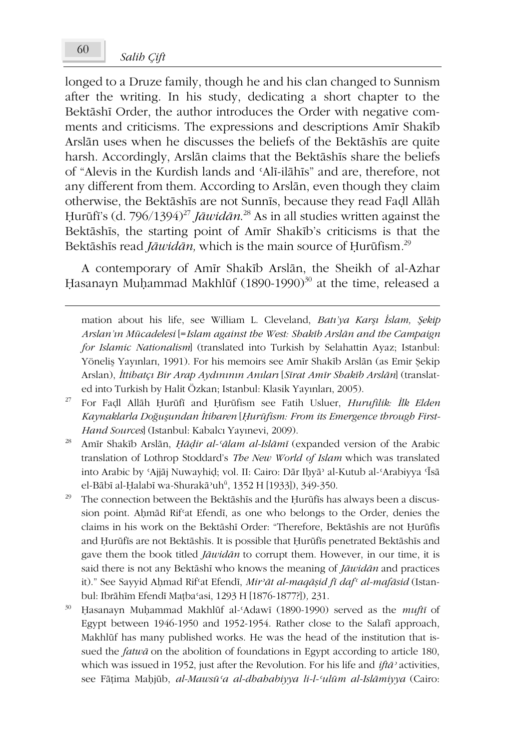longed to a Druze family, though he and his clan changed to Sunnism after the writing. In his study, dedicating a short chapter to the Bektāshī Order, the author introduces the Order with negative comments and criticisms. The expressions and descriptions Amīr Shakīb Arslān uses when he discusses the beliefs of the Bektāshīs are quite harsh. Accordingly, Arslān claims that the Bektāshīs share the beliefs of "Alevis in the Kurdish lands and ʿAlī-ilāhīs" and are, therefore, not any different from them. According to Arslān, even though they claim otherwise, the Bektāshīs are not Sunnīs, because they read Faḍl Allāh Ḥurūfī's (d. 796/1394)[27] *Jāwidān.*[28] As in all studies written against the Bektāshīs, the starting point of Amīr Shakīb's criticisms is that the Bektāshīs read *Jāwidān,* which is the main source of Ḥurūfism.[29]

A contemporary of Amīr Shakīb Arslān, the Sheikh of al-Azhar Ḥasanayn Muḥammad Makhlūf (1890-1990)[30] at the time, released a

---

mation about his life, see William L. Cleveland, *Batı'ya Karşı İslam, Şekip Arslan'ın Mücadelesi* [=*Islam against the West: Shakīb Arslān and the Campaign for Islamic Nationalism*] (translated into Turkish by Selahattin Ayaz; Istanbul: Yöneliş Yayınları, 1991). For his memoirs see Amīr Shakīb Arslān (as Emir Şekip Arslan), *İttihatçı Bir Arap Aydınının Anıları* [*Sīrat Amīr Shakīb Arslān*] (translated into Turkish by Halit Özkan; Istanbul: Klasik Yayınları, 2005).

[27] For Faḍl Allāh Ḥurūfī and Ḥurūfism see Fatih Usluer, *Hurufilik: İlk Elden Kaynaklarla Doğuşundan İtibaren* [*Ḥurūfism: From its Emergence through First-Hand Sources*] (Istanbul: Kabalcı Yayınevi, 2009).

[28] Amīr Shakīb Arslān, *Ḥāḍir al-ʿālam al-Islāmī* (expanded version of the Arabic translation of Lothrop Stoddard's *The New World of Islam* which was translated into Arabic by ʿAjjāj Nuwayhiḍ; vol. II: Cairo: Dār Iḥyāʾ al-Kutub al-ʿArabiyya ʿĪsā el-Bābī al-Ḥalabī wa-Shurakāʾuh[ū], 1352 H [1933]), 349-350.

[29] The connection between the Bektāshīs and the Ḥurūfīs has always been a discussion point. Aḥmād Rifʿat Efendī, as one who belongs to the Order, denies the claims in his work on the Bektāshī Order: "Therefore, Bektāshīs are not Ḥurūfīs and Ḥurūfīs are not Bektāshīs. It is possible that Ḥurūfīs penetrated Bektāshīs and gave them the book titled *Jāwidān* to corrupt them. However, in our time, it is said there is not any Bektāshī who knows the meaning of *Jāwidān* and practices it)." See Sayyid Aḥmad Rifʿat Efendī, *Mirʾāt al-maqāṣid fī dafʿ al-mafāsid* (Istanbul: Ibrāhīm Efendī Maṭbaʿasi, 1293 H [1876-1877?]), 231.

[30] Ḥasanayn Muḥammad Makhlūf al-ʿAdawī (1890-1990) served as the *muftī* of Egypt between 1946-1950 and 1952-1954. Rather close to the Salafī approach, Makhlūf has many published works. He was the head of the institution that issued the *fatwā* on the abolition of foundations in Egypt according to article 180, which was issued in 1952, just after the Revolution. For his life and *iftāʾ* activities, see Fāṭima Maḥjūb, *al-Mawsūʿa al-dhahabiyya li-l-ʿulūm al-Islāmiyya* (Cairo: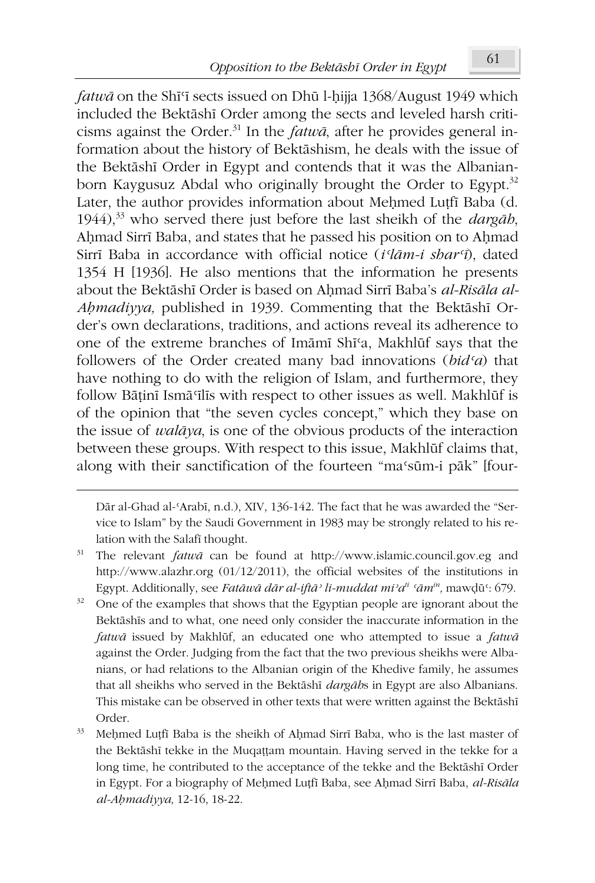*fatwā* on the Shīʿī sects issued on Dhū l-ḥijja 1368/August 1949 which included the Bektāshī Order among the sects and leveled harsh criticisms against the Order.[31] In the *fatwā*, after he provides general information about the history of Bektāshism, he deals with the issue of the Bektāshī Order in Egypt and contends that it was the Albanian-born Kaygusuz Abdal who originally brought the Order to Egypt.[32] Later, the author provides information about Meḥmed Luṭfī Baba (d. 1944),[33] who served there just before the last sheikh of the *dargāh*, Aḥmad Sirrī Baba, and states that he passed his position on to Aḥmad Sirrī Baba in accordance with official notice (*iʿlām-i sharʿī*), dated 1354 H [1936]. He also mentions that the information he presents about the Bektāshī Order is based on Aḥmad Sirrī Baba's *al-Risāla al-Aḥmadiyya,* published in 1939. Commenting that the Bektāshī Order's own declarations, traditions, and actions reveal its adherence to one of the extreme branches of Imāmī Shīʿa, Makhlūf says that the followers of the Order created many bad innovations (*bidʿa*) that have nothing to do with the religion of Islam, and furthermore, they follow Bāṭinī Ismāʿīlīs with respect to other issues as well. Makhlūf is of the opinion that "the seven cycles concept," which they base on the issue of *walāya*, is one of the obvious products of the interaction between these groups. With respect to this issue, Makhlūf claims that, along with their sanctification of the fourteen "maʿsūm-i pāk" [four-

Dār al-Ghad al-ʿArabī, n.d.), XIV, 136-142. The fact that he was awarded the "Service to Islam" by the Saudi Government in 1983 may be strongly related to his relation with the Salafī thought.

[31] The relevant *fatwā* can be found at http://www.islamic.council.gov.eg and http://www.alazhr.org (01/12/2011), the official websites of the institutions in Egypt. Additionally, see *Fatāwā dār al-iftāʾ li-muddat miʾat^ti ʿām^in,* mawḍūʿ: 679.

[32] One of the examples that shows that the Egyptian people are ignorant about the Bektāshīs and to what, one need only consider the inaccurate information in the *fatwā* issued by Makhlūf, an educated one who attempted to issue a *fatwā* against the Order. Judging from the fact that the two previous sheikhs were Albanians, or had relations to the Albanian origin of the Khedive family, he assumes that all sheikhs who served in the Bektāshī *dargāh*s in Egypt are also Albanians. This mistake can be observed in other texts that were written against the Bektāshī Order.

[33] Meḥmed Luṭfī Baba is the sheikh of Aḥmad Sirrī Baba, who is the last master of the Bektāshī tekke in the Muqaṭṭam mountain. Having served in the tekke for a long time, he contributed to the acceptance of the tekke and the Bektāshī Order in Egypt. For a biography of Meḥmed Luṭfī Baba, see Aḥmad Sirrī Baba, *al-Risāla al-Aḥmadiyya,* 12-16, 18-22.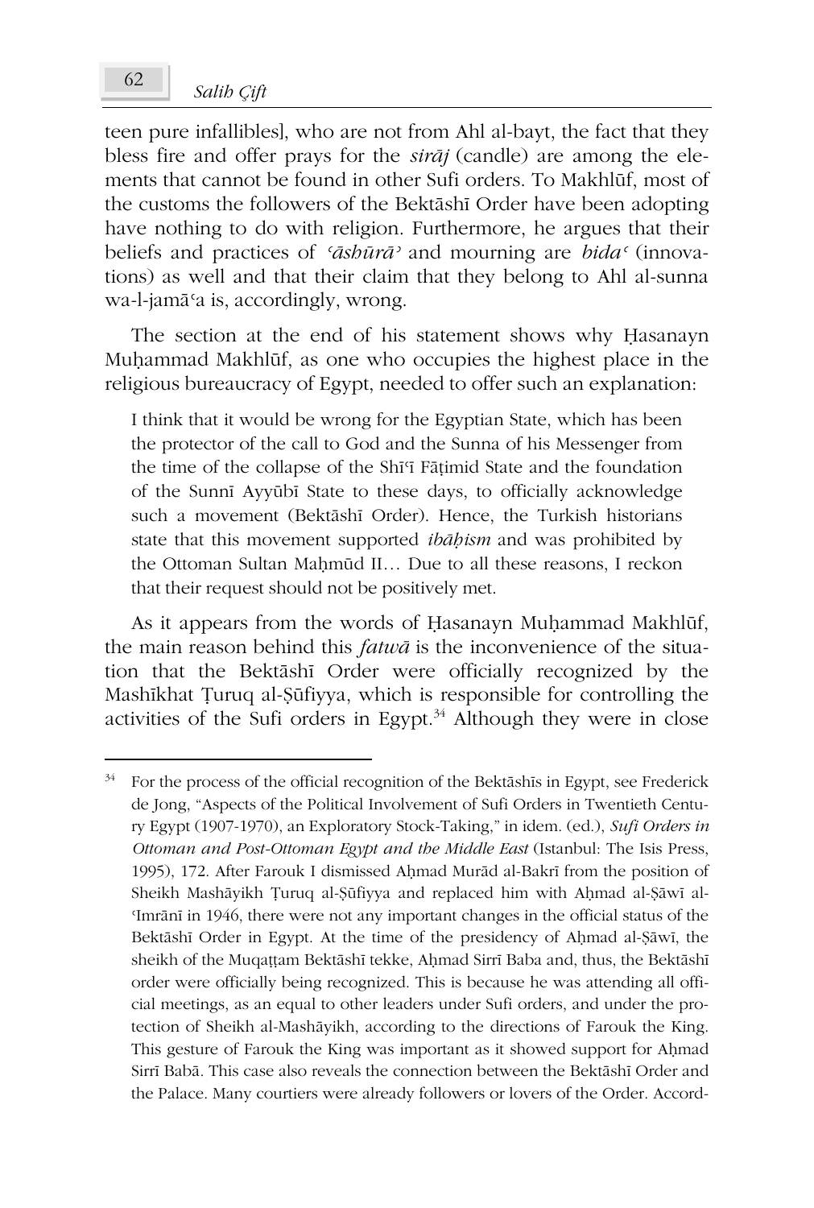teen pure infallibles], who are not from Ahl al-bayt, the fact that they bless fire and offer prays for the *sirāj* (candle) are among the elements that cannot be found in other Sufi orders. To Makhlūf, most of the customs the followers of the Bektāshī Order have been adopting have nothing to do with religion. Furthermore, he argues that their beliefs and practices of *ʿāshūrāʾ* and mourning are *bidaʿ* (innovations) as well and that their claim that they belong to Ahl al-sunna wa-l-jamāʿa is, accordingly, wrong.

The section at the end of his statement shows why Ḥasanayn Muḥammad Makhlūf, as one who occupies the highest place in the religious bureaucracy of Egypt, needed to offer such an explanation:

> I think that it would be wrong for the Egyptian State, which has been the protector of the call to God and the Sunna of his Messenger from the time of the collapse of the Shīʿī Fāṭimid State and the foundation of the Sunnī Ayyūbī State to these days, to officially acknowledge such a movement (Bektāshī Order). Hence, the Turkish historians state that this movement supported *ibāḥism* and was prohibited by the Ottoman Sultan Maḥmūd II… Due to all these reasons, I reckon that their request should not be positively met.

As it appears from the words of Ḥasanayn Muḥammad Makhlūf, the main reason behind this *fatwā* is the inconvenience of the situation that the Bektāshī Order were officially recognized by the Mashīkhat Ṭuruq al-Ṣūfiyya, which is responsible for controlling the activities of the Sufi orders in Egypt.[34] Although they were in close

[34] For the process of the official recognition of the Bektāshīs in Egypt, see Frederick de Jong, "Aspects of the Political Involvement of Sufi Orders in Twentieth Century Egypt (1907-1970), an Exploratory Stock-Taking," in idem. (ed.), *Sufi Orders in Ottoman and Post-Ottoman Egypt and the Middle East* (Istanbul: The Isis Press, 1995), 172. After Farouk I dismissed Aḥmad Murād al-Bakrī from the position of Sheikh Mashāyikh Ṭuruq al-Ṣūfiyya and replaced him with Aḥmad al-Ṣāwī al-ʿImrānī in 1946, there were not any important changes in the official status of the Bektāshī Order in Egypt. At the time of the presidency of Aḥmad al-Ṣāwī, the sheikh of the Muqaṭṭam Bektāshī tekke, Aḥmad Sirrī Baba and, thus, the Bektāshī order were officially being recognized. This is because he was attending all official meetings, as an equal to other leaders under Sufi orders, and under the protection of Sheikh al-Mashāyikh, according to the directions of Farouk the King. This gesture of Farouk the King was important as it showed support for Aḥmad Sirrī Babā. This case also reveals the connection between the Bektāshī Order and the Palace. Many courtiers were already followers or lovers of the Order. Accord-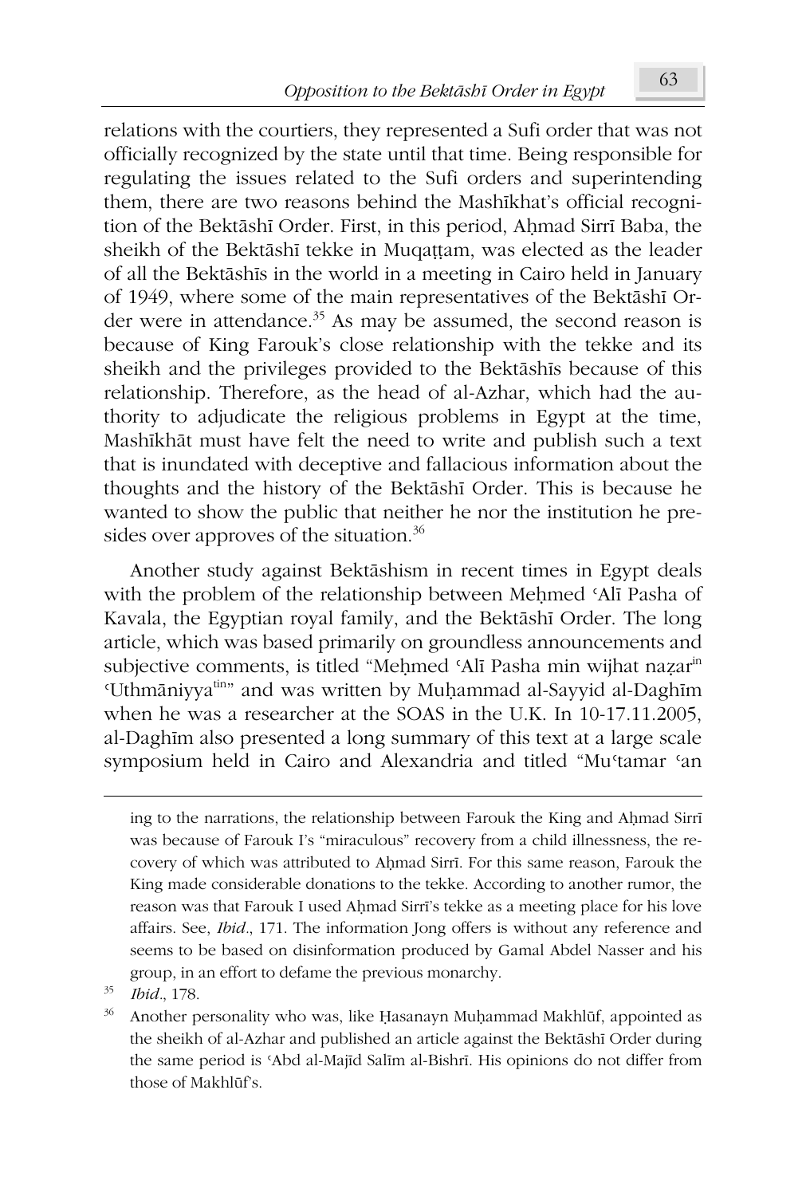relations with the courtiers, they represented a Sufi order that was not officially recognized by the state until that time. Being responsible for regulating the issues related to the Sufi orders and superintending them, there are two reasons behind the Mashīkhat's official recognition of the Bektāshī Order. First, in this period, Aḥmad Sirrī Baba, the sheikh of the Bektāshī tekke in Muqaṭṭam, was elected as the leader of all the Bektāshīs in the world in a meeting in Cairo held in January of 1949, where some of the main representatives of the Bektāshī Order were in attendance.[35] As may be assumed, the second reason is because of King Farouk's close relationship with the tekke and its sheikh and the privileges provided to the Bektāshīs because of this relationship. Therefore, as the head of al-Azhar, which had the authority to adjudicate the religious problems in Egypt at the time, Mashīkhāt must have felt the need to write and publish such a text that is inundated with deceptive and fallacious information about the thoughts and the history of the Bektāshī Order. This is because he wanted to show the public that neither he nor the institution he presides over approves of the situation.[36]

Another study against Bektāshism in recent times in Egypt deals with the problem of the relationship between Meḥmed ʿAlī Pasha of Kavala, the Egyptian royal family, and the Bektāshī Order. The long article, which was based primarily on groundless announcements and subjective comments, is titled "Meḥmed ʿAlī Pasha min wijhat naẓar[in] ʿUthmāniyya[tin]" and was written by Muḥammad al-Sayyid al-Daghīm when he was a researcher at the SOAS in the U.K. In 10-17.11.2005, al-Daghīm also presented a long summary of this text at a large scale symposium held in Cairo and Alexandria and titled "Muʿtamar ʿan

---

ing to the narrations, the relationship between Farouk the King and Aḥmad Sirrī was because of Farouk I's "miraculous" recovery from a child illnessness, the recovery of which was attributed to Aḥmad Sirrī. For this same reason, Farouk the King made considerable donations to the tekke. According to another rumor, the reason was that Farouk I used Aḥmad Sirrī's tekke as a meeting place for his love affairs. See, *Ibid*., 171. The information Jong offers is without any reference and seems to be based on disinformation produced by Gamal Abdel Nasser and his group, in an effort to defame the previous monarchy.

[35] *Ibid*., 178.

[36] Another personality who was, like Ḥasanayn Muḥammad Makhlūf, appointed as the sheikh of al-Azhar and published an article against the Bektāshī Order during the same period is ʿAbd al-Majīd Salīm al-Bishrī. His opinions do not differ from those of Makhlūf's.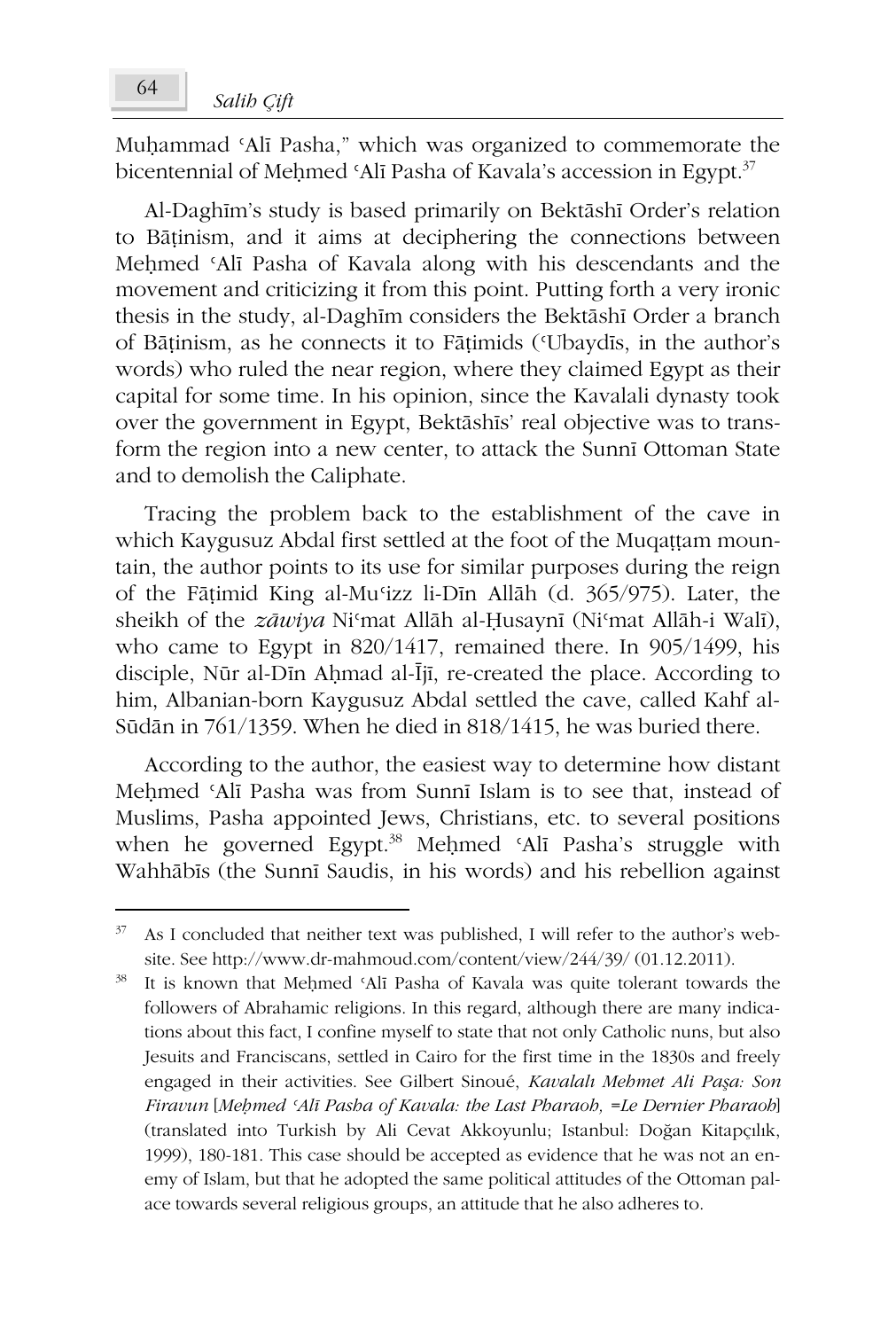Muḥammad ʿAlī Pasha," which was organized to commemorate the bicentennial of Meḥmed ʿAlī Pasha of Kavala's accession in Egypt.[37]

Al-Daghīm's study is based primarily on Bektāshī Order's relation to Bāṭinism, and it aims at deciphering the connections between Meḥmed ʿAlī Pasha of Kavala along with his descendants and the movement and criticizing it from this point. Putting forth a very ironic thesis in the study, al-Daghīm considers the Bektāshī Order a branch of Bāṭinism, as he connects it to Fāṭimids (ʿUbaydīs, in the author's words) who ruled the near region, where they claimed Egypt as their capital for some time. In his opinion, since the Kavalali dynasty took over the government in Egypt, Bektāshīs' real objective was to transform the region into a new center, to attack the Sunnī Ottoman State and to demolish the Caliphate.

Tracing the problem back to the establishment of the cave in which Kaygusuz Abdal first settled at the foot of the Muqaṭṭam mountain, the author points to its use for similar purposes during the reign of the Fāṭimid King al-Muʿizz li-Dīn Allāh (d. 365/975). Later, the sheikh of the *zāwiya* Niʿmat Allāh al-Ḥusaynī (Niʿmat Allāh-i Walī), who came to Egypt in 820/1417, remained there. In 905/1499, his disciple, Nūr al-Dīn Aḥmad al-Ījī, re-created the place. According to him, Albanian-born Kaygusuz Abdal settled the cave, called Kahf al-Sūdān in 761/1359. When he died in 818/1415, he was buried there.

According to the author, the easiest way to determine how distant Meḥmed ʿAlī Pasha was from Sunnī Islam is to see that, instead of Muslims, Pasha appointed Jews, Christians, etc. to several positions when he governed Egypt.[38] Meḥmed ʿAlī Pasha's struggle with Wahhābīs (the Sunnī Saudis, in his words) and his rebellion against

---

[37] As I concluded that neither text was published, I will refer to the author's website. See http://www.dr-mahmoud.com/content/view/244/39/ (01.12.2011).

[38] It is known that Meḥmed ʿAlī Pasha of Kavala was quite tolerant towards the followers of Abrahamic religions. In this regard, although there are many indications about this fact, I confine myself to state that not only Catholic nuns, but also Jesuits and Franciscans, settled in Cairo for the first time in the 1830s and freely engaged in their activities. See Gilbert Sinoué, *Kavalalı Mehmet Ali Paşa: Son Firavun* [*Meḥmed ʿAlī Pasha of Kavala: the Last Pharaoh, =Le Dernier Pharaoh*] (translated into Turkish by Ali Cevat Akkoyunlu; Istanbul: Doğan Kitapçılık, 1999), 180-181. This case should be accepted as evidence that he was not an enemy of Islam, but that he adopted the same political attitudes of the Ottoman palace towards several religious groups, an attitude that he also adheres to.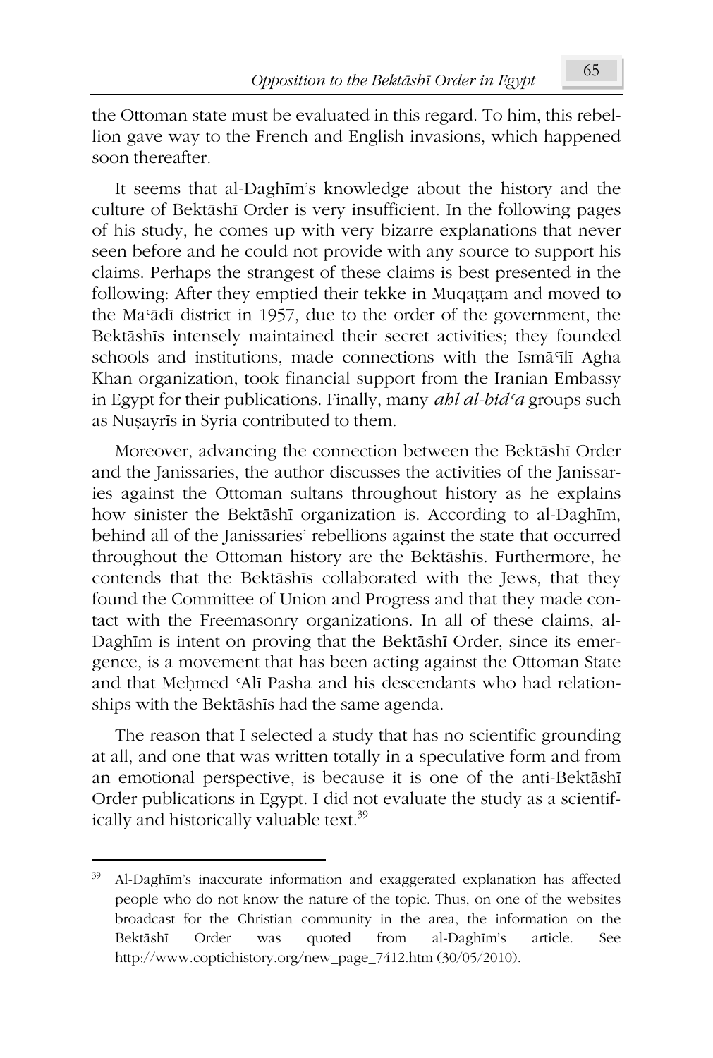the Ottoman state must be evaluated in this regard. To him, this rebellion gave way to the French and English invasions, which happened soon thereafter.

It seems that al-Daghīm's knowledge about the history and the culture of Bektāshī Order is very insufficient. In the following pages of his study, he comes up with very bizarre explanations that never seen before and he could not provide with any source to support his claims. Perhaps the strangest of these claims is best presented in the following: After they emptied their tekke in Muqaṭṭam and moved to the Maʿādī district in 1957, due to the order of the government, the Bektāshīs intensely maintained their secret activities; they founded schools and institutions, made connections with the Ismāʿīlī Agha Khan organization, took financial support from the Iranian Embassy in Egypt for their publications. Finally, many *ahl al-bidʿa* groups such as Nuṣayrīs in Syria contributed to them.

Moreover, advancing the connection between the Bektāshī Order and the Janissaries, the author discusses the activities of the Janissaries against the Ottoman sultans throughout history as he explains how sinister the Bektāshī organization is. According to al-Daghīm, behind all of the Janissaries' rebellions against the state that occurred throughout the Ottoman history are the Bektāshīs. Furthermore, he contends that the Bektāshīs collaborated with the Jews, that they found the Committee of Union and Progress and that they made contact with the Freemasonry organizations. In all of these claims, al-Daghīm is intent on proving that the Bektāshī Order, since its emergence, is a movement that has been acting against the Ottoman State and that Meḥmed ʿAlī Pasha and his descendants who had relationships with the Bektāshīs had the same agenda.

The reason that I selected a study that has no scientific grounding at all, and one that was written totally in a speculative form and from an emotional perspective, is because it is one of the anti-Bektāshī Order publications in Egypt. I did not evaluate the study as a scientifically and historically valuable text.[39]

---

[39] Al-Daghīm's inaccurate information and exaggerated explanation has affected people who do not know the nature of the topic. Thus, on one of the websites broadcast for the Christian community in the area, the information on the Bektāshī Order was quoted from al-Daghīm's article. See http://www.coptichistory.org/new_page_7412.htm (30/05/2010).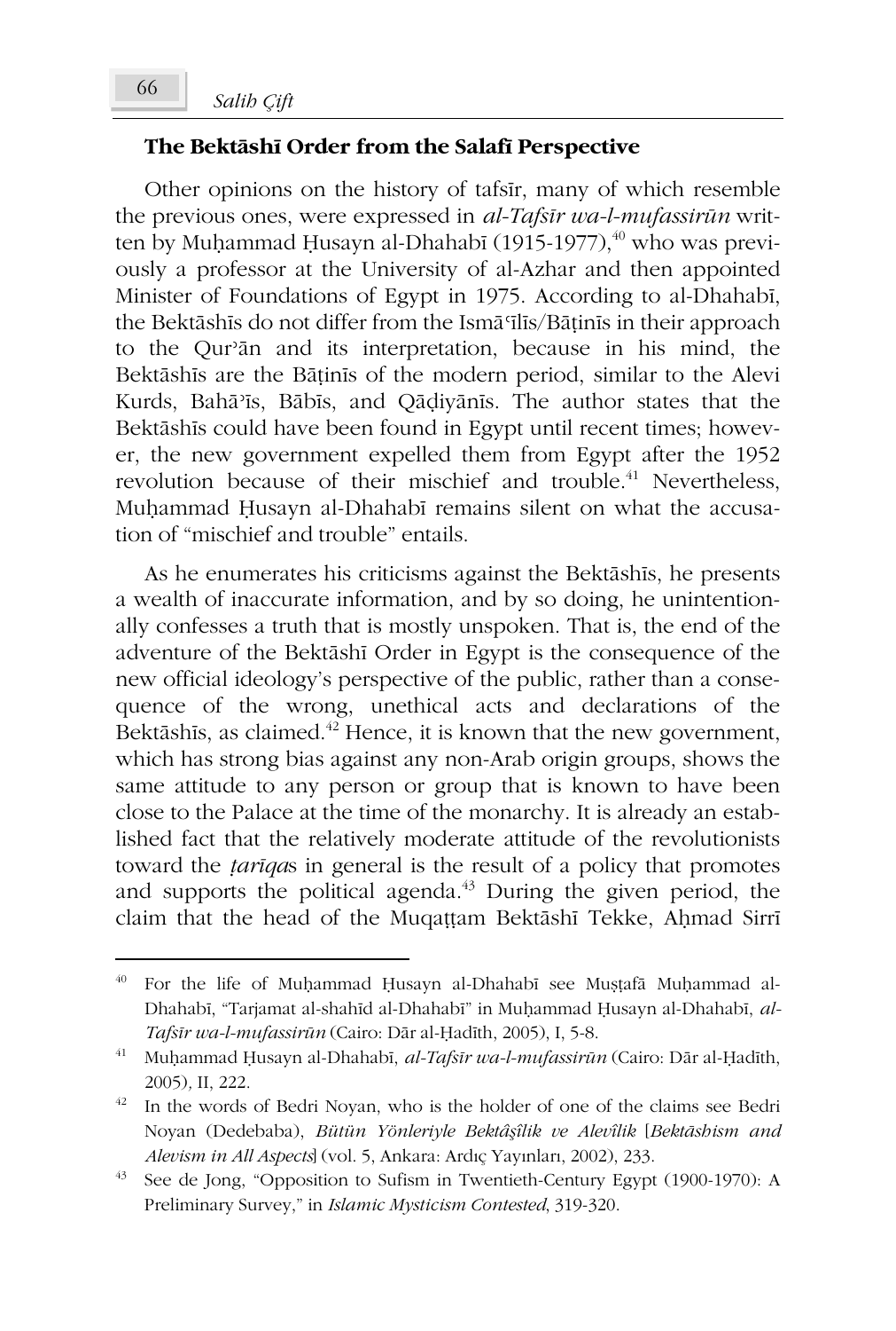## The Bektāshī Order from the Salafī Perspective

Other opinions on the history of tafsīr, many of which resemble the previous ones, were expressed in *al-Tafsīr wa-l-mufassirūn* written by Muḥammad Ḥusayn al-Dhahabī (1915-1977),[40] who was previously a professor at the University of al-Azhar and then appointed Minister of Foundations of Egypt in 1975. According to al-Dhahabī, the Bektāshīs do not differ from the Ismāʿīlīs/Bāṭinīs in their approach to the Qurʾān and its interpretation, because in his mind, the Bektāshīs are the Bāṭinīs of the modern period, similar to the Alevi Kurds, Bahāʾīs, Bābīs, and Qāḍiyānīs. The author states that the Bektāshīs could have been found in Egypt until recent times; however, the new government expelled them from Egypt after the 1952 revolution because of their mischief and trouble.[41] Nevertheless, Muḥammad Ḥusayn al-Dhahabī remains silent on what the accusation of "mischief and trouble" entails.

As he enumerates his criticisms against the Bektāshīs, he presents a wealth of inaccurate information, and by so doing, he unintentionally confesses a truth that is mostly unspoken. That is, the end of the adventure of the Bektāshī Order in Egypt is the consequence of the new official ideology's perspective of the public, rather than a consequence of the wrong, unethical acts and declarations of the Bektāshīs, as claimed.[42] Hence, it is known that the new government, which has strong bias against any non-Arab origin groups, shows the same attitude to any person or group that is known to have been close to the Palace at the time of the monarchy. It is already an established fact that the relatively moderate attitude of the revolutionists toward the *ṭarīqa*s in general is the result of a policy that promotes and supports the political agenda.[43] During the given period, the claim that the head of the Muqaṭṭam Bektāshī Tekke, Aḥmad Sirrī

---

[40] For the life of Muḥammad Ḥusayn al-Dhahabī see Muṣṭafā Muḥammad al-Dhahabī, "Tarjamat al-shahīd al-Dhahabī" in Muḥammad Ḥusayn al-Dhahabī, *al-Tafsīr wa-l-mufassirūn* (Cairo: Dār al-Ḥadīth, 2005), I, 5-8.

[41] Muḥammad Ḥusayn al-Dhahabī, *al-Tafsīr wa-l-mufassirūn* (Cairo: Dār al-Ḥadīth, 2005), II, 222.

[42] In the words of Bedri Noyan, who is the holder of one of the claims see Bedri Noyan (Dedebaba), *Bütün Yönleriyle Bektâşîlik ve Alevîlik* [*Bektāshism and Alevism in All Aspects*] (vol. 5, Ankara: Ardıç Yayınları, 2002), 233.

[43] See de Jong, "Opposition to Sufism in Twentieth-Century Egypt (1900-1970): A Preliminary Survey," in *Islamic Mysticism Contested*, 319-320.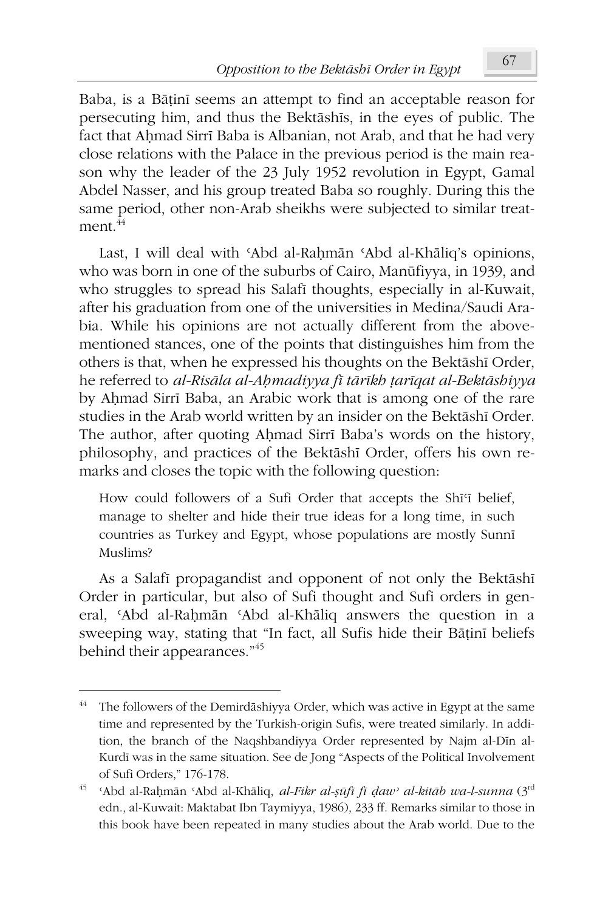Baba, is a Bāṭinī seems an attempt to find an acceptable reason for persecuting him, and thus the Bektāshīs, in the eyes of public. The fact that Aḥmad Sirrī Baba is Albanian, not Arab, and that he had very close relations with the Palace in the previous period is the main reason why the leader of the 23 July 1952 revolution in Egypt, Gamal Abdel Nasser, and his group treated Baba so roughly. During this the same period, other non-Arab sheikhs were subjected to similar treatment.[44]

Last, I will deal with ʿAbd al-Raḥmān ʿAbd al-Khāliq's opinions, who was born in one of the suburbs of Cairo, Manūfiyya, in 1939, and who struggles to spread his Salafī thoughts, especially in al-Kuwait, after his graduation from one of the universities in Medina/Saudi Arabia. While his opinions are not actually different from the above-mentioned stances, one of the points that distinguishes him from the others is that, when he expressed his thoughts on the Bektāshī Order, he referred to *al-Risāla al-Aḥmadiyya fī tārīkh ṭarīqat al-Bektāshiyya* by Aḥmad Sirrī Baba, an Arabic work that is among one of the rare studies in the Arab world written by an insider on the Bektāshī Order. The author, after quoting Aḥmad Sirrī Baba's words on the history, philosophy, and practices of the Bektāshī Order, offers his own remarks and closes the topic with the following question:

> How could followers of a Sufi Order that accepts the Shīʿī belief, manage to shelter and hide their true ideas for a long time, in such countries as Turkey and Egypt, whose populations are mostly Sunnī Muslims?

As a Salafī propagandist and opponent of not only the Bektāshī Order in particular, but also of Sufi thought and Sufi orders in general, ʿAbd al-Raḥmān ʿAbd al-Khāliq answers the question in a sweeping way, stating that "In fact, all Sufis hide their Bāṭinī beliefs behind their appearances."[45]

---

[44] The followers of the Demirdāshiyya Order, which was active in Egypt at the same time and represented by the Turkish-origin Sufis, were treated similarly. In addition, the branch of the Naqshbandiyya Order represented by Najm al-Dīn al-Kurdī was in the same situation. See de Jong "Aspects of the Political Involvement of Sufi Orders," 176-178.

[45] ʿAbd al-Raḥmān ʿAbd al-Khāliq, *al-Fikr al-ṣūfī fī ḍawʾ al-kitāb wa-l-sunna* (3rd edn., al-Kuwait: Maktabat Ibn Taymiyya, 1986), 233 ff. Remarks similar to those in this book have been repeated in many studies about the Arab world. Due to the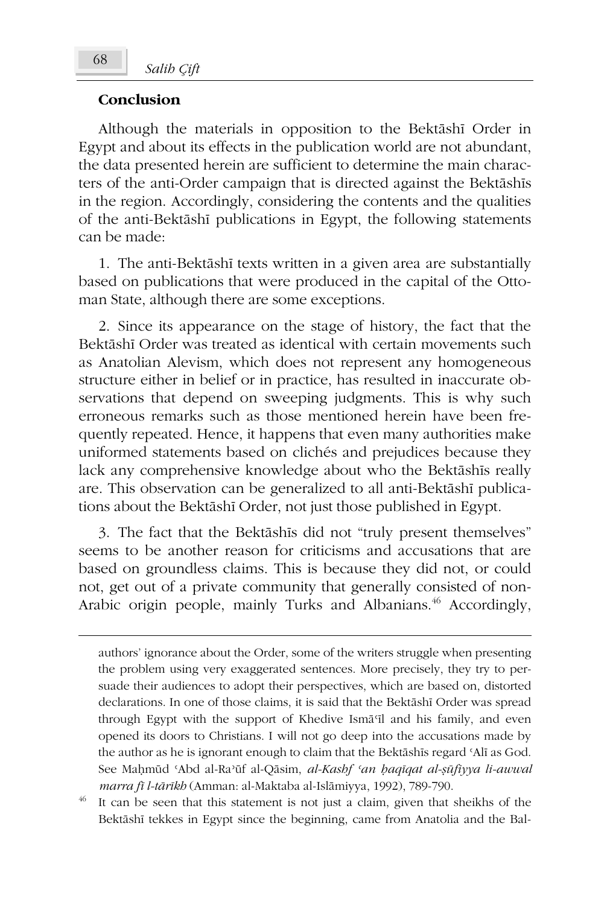## Conclusion

Although the materials in opposition to the Bektāshī Order in Egypt and about its effects in the publication world are not abundant, the data presented herein are sufficient to determine the main characters of the anti-Order campaign that is directed against the Bektāshīs in the region. Accordingly, considering the contents and the qualities of the anti-Bektāshī publications in Egypt, the following statements can be made:

1. The anti-Bektāshī texts written in a given area are substantially based on publications that were produced in the capital of the Ottoman State, although there are some exceptions.

2. Since its appearance on the stage of history, the fact that the Bektāshī Order was treated as identical with certain movements such as Anatolian Alevism, which does not represent any homogeneous structure either in belief or in practice, has resulted in inaccurate observations that depend on sweeping judgments. This is why such erroneous remarks such as those mentioned herein have been frequently repeated. Hence, it happens that even many authorities make uniformed statements based on clichés and prejudices because they lack any comprehensive knowledge about who the Bektāshīs really are. This observation can be generalized to all anti-Bektāshī publications about the Bektāshī Order, not just those published in Egypt.

3. The fact that the Bektāshīs did not "truly present themselves" seems to be another reason for criticisms and accusations that are based on groundless claims. This is because they did not, or could not, get out of a private community that generally consisted of non-Arabic origin people, mainly Turks and Albanians.[46] Accordingly,

---

authors' ignorance about the Order, some of the writers struggle when presenting the problem using very exaggerated sentences. More precisely, they try to persuade their audiences to adopt their perspectives, which are based on, distorted declarations. In one of those claims, it is said that the Bektāshī Order was spread through Egypt with the support of Khedive Ismāʿīl and his family, and even opened its doors to Christians. I will not go deep into the accusations made by the author as he is ignorant enough to claim that the Bektāshīs regard ʿAlī as God. See Maḥmūd ʿAbd al-Raʾūf al-Qāsim, *al-Kashf ʿan ḥaqīqat al-ṣūfiyya li-awwal marra fī l-tārīkh* (Amman: al-Maktaba al-Islāmiyya, 1992), 789-790.

[46] It can be seen that this statement is not just a claim, given that sheikhs of the Bektāshī tekkes in Egypt since the beginning, came from Anatolia and the Bal-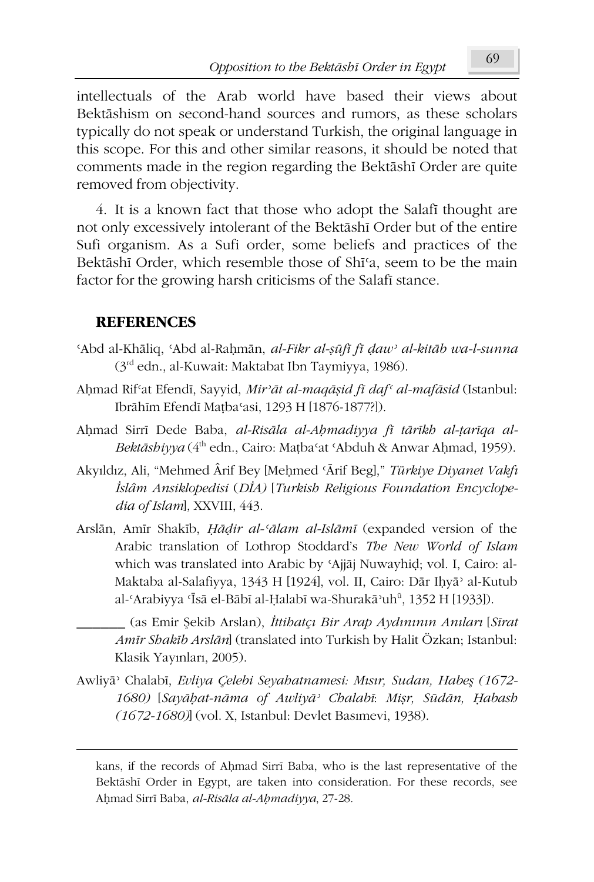intellectuals of the Arab world have based their views about Bektāshism on second-hand sources and rumors, as these scholars typically do not speak or understand Turkish, the original language in this scope. For this and other similar reasons, it should be noted that comments made in the region regarding the Bektāshī Order are quite removed from objectivity.

4. It is a known fact that those who adopt the Salafī thought are not only excessively intolerant of the Bektāshī Order but of the entire Sufi organism. As a Sufi order, some beliefs and practices of the Bektāshī Order, which resemble those of Shīʿa, seem to be the main factor for the growing harsh criticisms of the Salafī stance.

## REFERENCES

ʿAbd al-Khāliq, ʿAbd al-Raḥmān, *al-Fikr al-ṣūfī fī ḍawʾ al-kitāb wa-l-sunna* (3rd edn., al-Kuwait: Maktabat Ibn Taymiyya, 1986).

Aḥmad Rifʿat Efendī, Sayyid, *Mirʾāt al-maqāṣid fī dafʿ al-mafāsid* (Istanbul: Ibrāhīm Efendī Maṭbaʿasi, 1293 H [1876-1877?]).

Aḥmad Sirrī Dede Baba, *al-Risāla al-Aḥmadiyya fī tārīkh al-ṭarīqa al-Bektāshiyya* (4th edn., Cairo: Maṭbaʿat ʿAbduh & Anwar Aḥmad, 1959).

Akyıldız, Ali, "Mehmed Ârif Bey [Meḥmed ʿĀrif Beg]," *Türkiye Diyanet Vakfı İslâm Ansiklopedisi* (*DİA*) [*Turkish Religious Foundation Encyclopedia of Islam*], XXVIII, 443.

Arslān, Amīr Shakīb, *Ḥāḍir al-ʿālam al-Islāmī* (expanded version of the Arabic translation of Lothrop Stoddard's *The New World of Islam* which was translated into Arabic by ʿAjjāj Nuwayhiḍ; vol. I, Cairo: al-Maktaba al-Salafiyya, 1343 H [1924], vol. II, Cairo: Dār Iḥyāʾ al-Kutub al-ʿArabiyya ʿĪsā el-Bābī al-Ḥalabī wa-Shurakāʾuhū, 1352 H [1933]).

_______ (as Emir Şekib Arslan), *İttihatçı Bir Arap Aydınının Anıları* [*Sīrat Amīr Shakīb Arslān*] (translated into Turkish by Halit Özkan; Istanbul: Klasik Yayınları, 2005).

Awliyāʾ Chalabī, *Evliya Çelebi Seyahatnamesi: Mısır, Sudan, Habeş (1672-1680)* [*Sayāḥat-nāma of Awliyāʾ Chalabī: Miṣr, Sūdān, Ḥabash (1672-1680)*] (vol. X, Istanbul: Devlet Basımevi, 1938).

---

kans, if the records of Aḥmad Sirrī Baba, who is the last representative of the Bektāshī Order in Egypt, are taken into consideration. For these records, see Aḥmad Sirrī Baba, *al-Risāla al-Aḥmadiyya*, 27-28.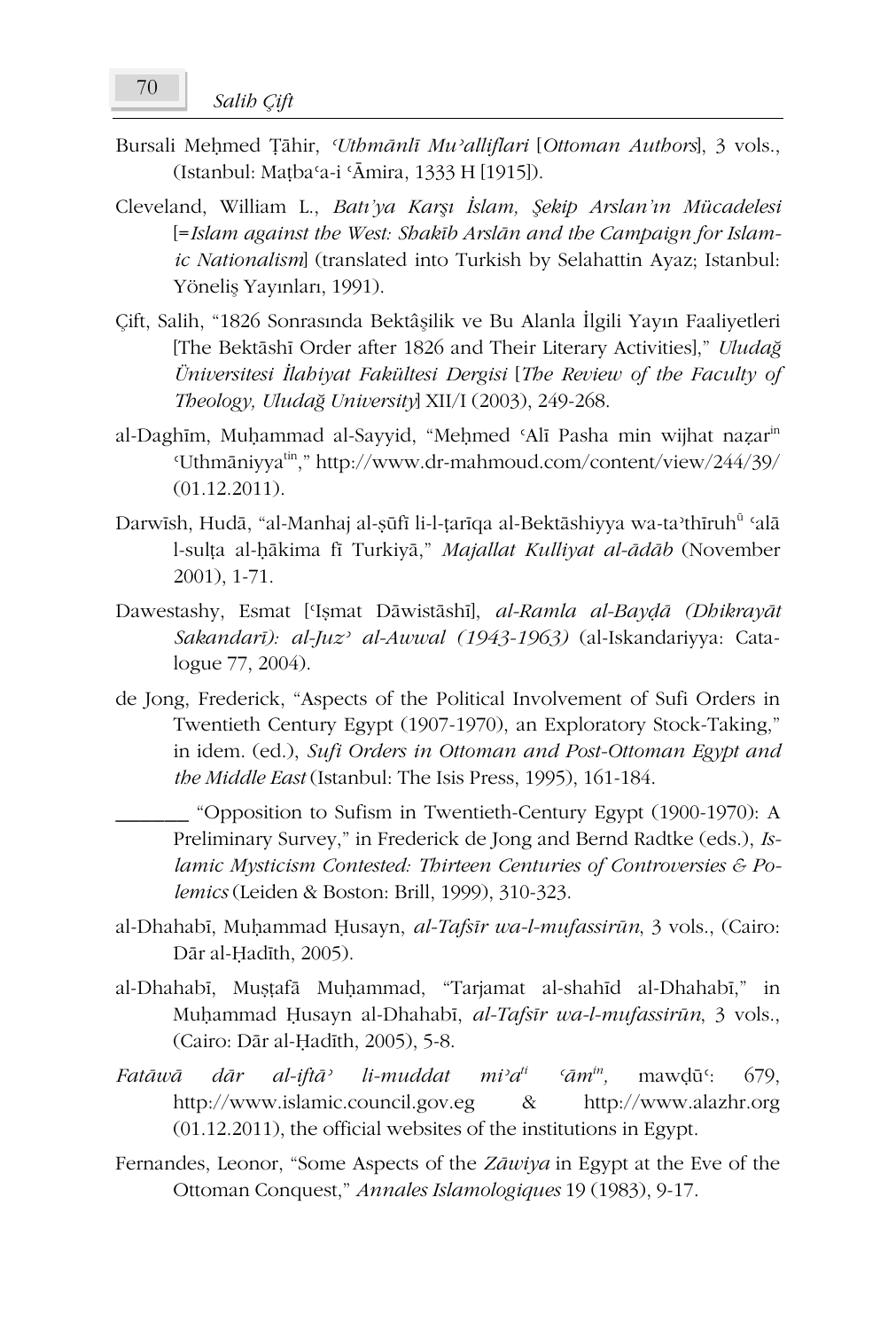Bursali Meḥmed Ṭāhir, *ʿUthmānlī Muʾalliflari* [*Ottoman Authors*], 3 vols., (Istanbul: Maṭbaʿa-i ʿĀmira, 1333 H [1915]).

Cleveland, William L., *Batı'ya Karşı İslam, Şekip Arslan'ın Mücadelesi* [=*Islam against the West: Shakīb Arslān and the Campaign for Islamic Nationalism*] (translated into Turkish by Selahattin Ayaz; Istanbul: Yöneliş Yayınları, 1991).

Çift, Salih, "1826 Sonrasında Bektâşilik ve Bu Alanla İlgili Yayın Faaliyetleri [The Bektāshī Order after 1826 and Their Literary Activities]," *Uludağ Üniversitesi İlahiyat Fakültesi Dergisi* [*The Review of the Faculty of Theology, Uludağ University*] XII/I (2003), 249-268.

al-Daghīm, Muḥammad al-Sayyid, "Meḥmed ʿAlī Pasha min wijhat naẓar[in] ʿUthmāniyya[tin]," http://www.dr-mahmoud.com/content/view/244/39/ (01.12.2011).

Darwīsh, Hudā, "al-Manhaj al-ṣūfī li-l-ṭarīqa al-Bektāshiyya wa-taʾthīruh[ū] ʿalā l-sulṭa al-ḥākima fī Turkiyā," *Majallat Kulliyat al-ādāb* (November 2001), 1-71.

Dawestashy, Esmat [ʿIṣmat Dāwistāshī], *al-Ramla al-Bayḍā (Dhikrayāt Sakandarī): al-Juzʾ al-Awwal (1943-1963)* (al-Iskandariyya: Catalogue 77, 2004).

de Jong, Frederick, "Aspects of the Political Involvement of Sufi Orders in Twentieth Century Egypt (1907-1970), an Exploratory Stock-Taking," in idem. (ed.), *Sufi Orders in Ottoman and Post-Ottoman Egypt and the Middle East* (Istanbul: The Isis Press, 1995), 161-184.

_______ "Opposition to Sufism in Twentieth-Century Egypt (1900-1970): A Preliminary Survey," in Frederick de Jong and Bernd Radtke (eds.), *Islamic Mysticism Contested: Thirteen Centuries of Controversies & Polemics* (Leiden & Boston: Brill, 1999), 310-323.

al-Dhahabī, Muḥammad Ḥusayn, *al-Tafsīr wa-l-mufassirūn*, 3 vols., (Cairo: Dār al-Ḥadīth, 2005).

al-Dhahabī, Muṣṭafā Muḥammad, "Tarjamat al-shahīd al-Dhahabī," in Muḥammad Ḥusayn al-Dhahabī, *al-Tafsīr wa-l-mufassirūn*, 3 vols., (Cairo: Dār al-Ḥadīth, 2005), 5-8.

*Fatāwā dār al-iftāʾ li-muddat miʾa[ti] ʿām[in],* mawḍūʿ: 679, http://www.islamic.council.gov.eg & http://www.alazhr.org (01.12.2011), the official websites of the institutions in Egypt.

Fernandes, Leonor, "Some Aspects of the *Zāwiya* in Egypt at the Eve of the Ottoman Conquest," *Annales Islamologiques* 19 (1983), 9-17.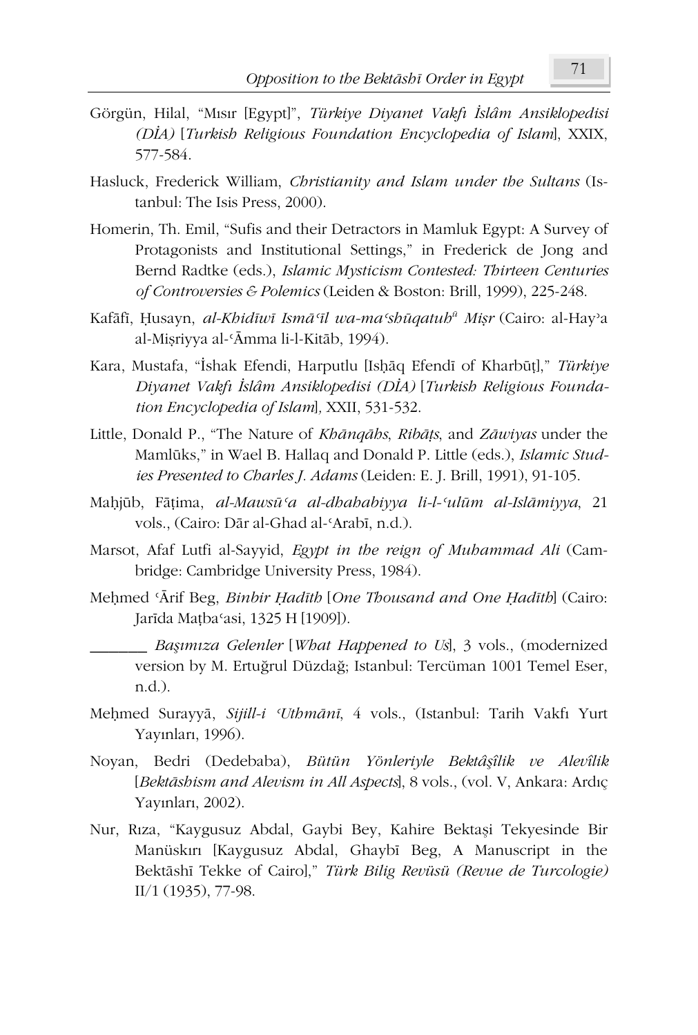Görgün, Hilal, “Mısır [Egypt]”, *Türkiye Diyanet Vakfı İslâm Ansiklopedisi (DİA)* [*Turkish Religious Foundation Encyclopedia of Islam*], XXIX, 577-584.

Hasluck, Frederick William, *Christianity and Islam under the Sultans* (Istanbul: The Isis Press, 2000).

Homerin, Th. Emil, “Sufis and their Detractors in Mamluk Egypt: A Survey of Protagonists and Institutional Settings,” in Frederick de Jong and Bernd Radtke (eds.), *Islamic Mysticism Contested: Thirteen Centuries of Controversies & Polemics* (Leiden & Boston: Brill, 1999), 225-248.

Kafāfī, Ḥusayn, *al-Khidīwī Ismāʿīl wa-maʿshūqatuh^ū Miṣr* (Cairo: al-Hayʾa al-Miṣriyya al-ʿĀmma li-l-Kitāb, 1994).

Kara, Mustafa, “İshak Efendi, Harputlu [Isḥāq Efendī of Kharbūṭ],” *Türkiye Diyanet Vakfı İslâm Ansiklopedisi (DİA)* [*Turkish Religious Foundation Encyclopedia of Islam*], XXII, 531-532.

Little, Donald P., “The Nature of *Khānqāhs*, *Ribāṭs*, and *Zāwiyas* under the Mamlūks,” in Wael B. Hallaq and Donald P. Little (eds.), *Islamic Studies Presented to Charles J. Adams* (Leiden: E. J. Brill, 1991), 91-105.

Maḥjūb, Fāṭima, *al-Mawsūʿa al-dhahabiyya li-l-ʿulūm al-Islāmiyya*, 21 vols., (Cairo: Dār al-Ghad al-ʿArabī, n.d.).

Marsot, Afaf Lutfi al-Sayyid, *Egypt in the reign of Muhammad Ali* (Cambridge: Cambridge University Press, 1984).

Meḥmed ʿĀrif Beg, *Binbir Ḥadīth* [*One Thousand and One Ḥadīth*] (Cairo: Jarīda Maṭbaʿasi, 1325 H [1909]).

_______ *Başımıza Gelenler* [*What Happened to Us*], 3 vols., (modernized version by M. Ertuğrul Düzdağ; Istanbul: Tercüman 1001 Temel Eser, n.d.).

Meḥmed Surayyā, *Sijill-i ʿUthmānī*, 4 vols., (Istanbul: Tarih Vakfı Yurt Yayınları, 1996).

Noyan, Bedri (Dedebaba), *Bütün Yönleriyle Bektâşîlik ve Alevîlik* [*Bektāshism and Alevism in All Aspects*], 8 vols., (vol. V, Ankara: Ardıç Yayınları, 2002).

Nur, Rıza, “Kaygusuz Abdal, Gaybi Bey, Kahire Bektaşi Tekyesinde Bir Manüskırı [Kaygusuz Abdal, Ghaybī Beg, A Manuscript in the Bektāshī Tekke of Cairo],” *Türk Bilig Revüsü (Revue de Turcologie)* II/1 (1935), 77-98.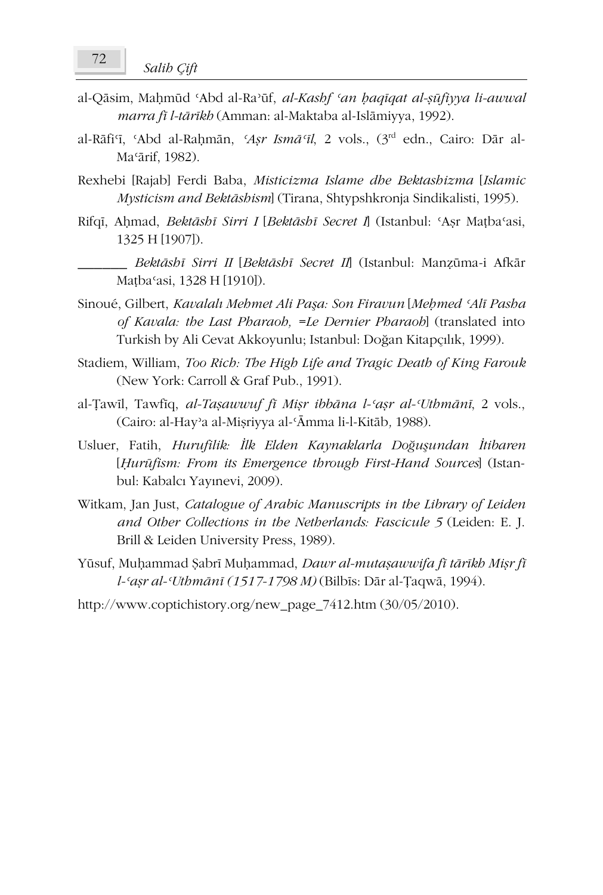al-Qāsim, Maḥmūd ʿAbd al-Raʾūf, *al-Kashf ʿan ḥaqīqat al-ṣūfiyya li-awwal marra fī l-tārīkh* (Amman: al-Maktaba al-Islāmiyya, 1992).

al-Rāfiʿī, ʿAbd al-Raḥmān, *ʿAṣr Ismāʿīl*, 2 vols., (3rd edn., Cairo: Dār al-Maʿārif, 1982).

Rexhebi [Rajab] Ferdi Baba, *Misticizma Islame dhe Bektashizma* [*Islamic Mysticism and Bektāshism*] (Tirana, Shtypshkronja Sindikalisti, 1995).

Rifqī, Aḥmad, *Bektāshī Sirri I* [*Bektāshī Secret I*] (Istanbul: ʿAṣr Maṭbaʿasi, 1325 H [1907]).

________ *Bektāshī Sirri II* [*Bektāshī Secret II*] (Istanbul: Manẓūma-i Afkār Maṭbaʿasi, 1328 H [1910]).

Sinoué, Gilbert, *Kavalalı Mehmet Ali Paşa: Son Firavun* [*Meḥmed ʿAlī Pasha of Kavala: the Last Pharaoh, =Le Dernier Pharaoh*] (translated into Turkish by Ali Cevat Akkoyunlu; Istanbul: Doğan Kitapçılık, 1999).

Stadiem, William, *Too Rich: The High Life and Tragic Death of King Farouk* (New York: Carroll & Graf Pub., 1991).

al-Ṭawīl, Tawfīq, *al-Taṣawwuf fī Miṣr ibbāna l-ʿaṣr al-ʿUthmānī*, 2 vols., (Cairo: al-Hayʾa al-Miṣriyya al-ʿĀmma li-l-Kitāb, 1988).

Usluer, Fatih, *Hurufilik: İlk Elden Kaynaklarla Doğuşundan İtibaren* [*Ḥurūfism: From its Emergence through First-Hand Sources*] (Istanbul: Kabalcı Yayınevi, 2009).

Witkam, Jan Just, *Catalogue of Arabic Manuscripts in the Library of Leiden and Other Collections in the Netherlands: Fascicule 5* (Leiden: E. J. Brill & Leiden University Press, 1989).

Yūsuf, Muḥammad Ṣabrī Muḥammad, *Dawr al-mutaṣawwifa fī tārīkh Miṣr fī l-ʿaṣr al-ʿUthmānī (1517-1798 M)* (Bilbīs: Dār al-Ṭaqwā, 1994).

http://www.coptichistory.org/new_page_7412.htm (30/05/2010).